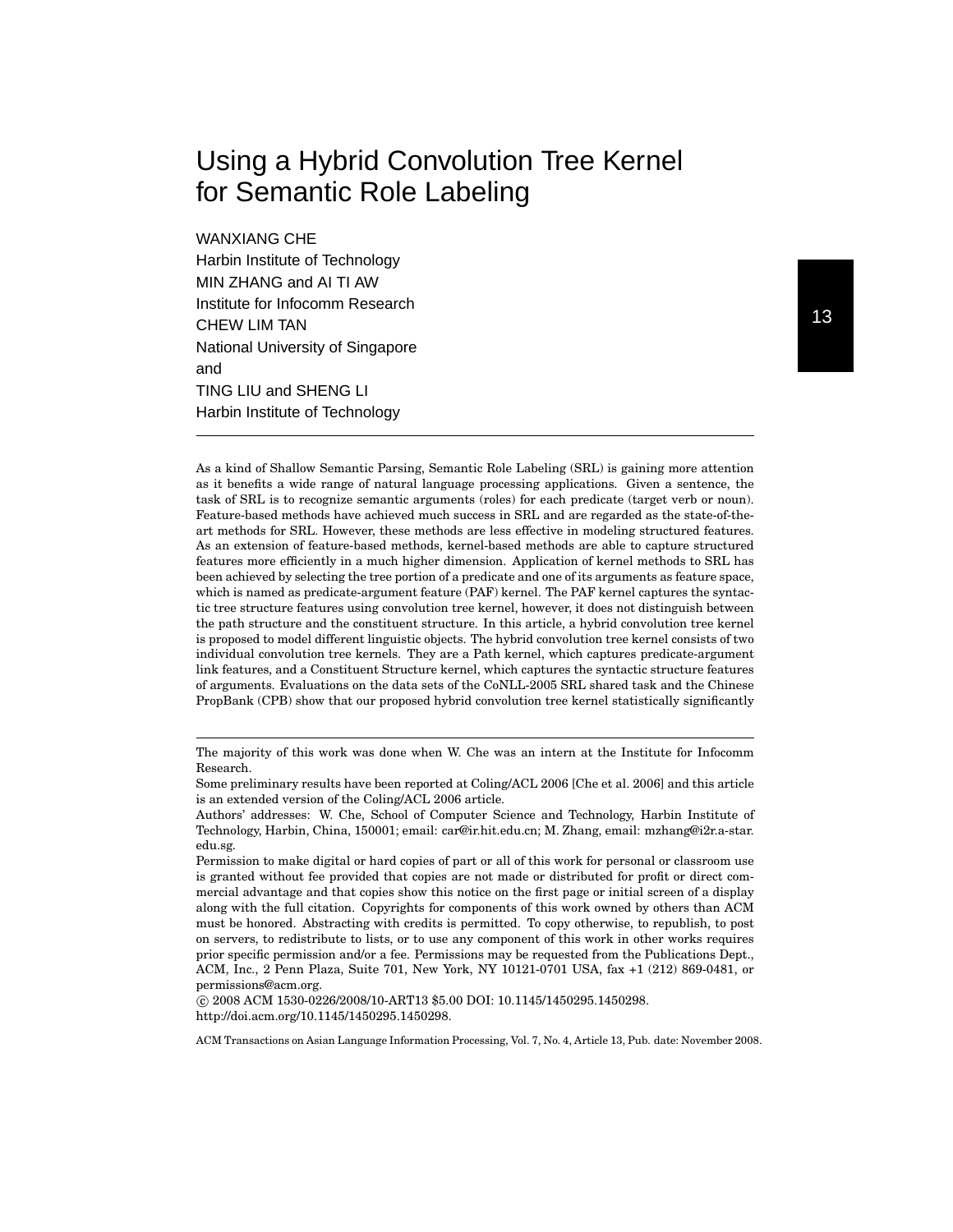# Using a Hybrid Convolution Tree Kernel for Semantic Role Labeling

WANXIANG CHE
Harbin Institute of Technology
MIN ZHANG and AI TI AW
Institute for Infocomm Research
CHEW LIM TAN
National University of Singapore
and
TING LIU and SHENG LI
Harbin Institute of Technology

---

As a kind of Shallow Semantic Parsing, Semantic Role Labeling (SRL) is gaining more attention as it benefits a wide range of natural language processing applications. Given a sentence, the task of SRL is to recognize semantic arguments (roles) for each predicate (target verb or noun). Feature-based methods have achieved much success in SRL and are regarded as the state-of-the-art methods for SRL. However, these methods are less effective in modeling structured features. As an extension of feature-based methods, kernel-based methods are able to capture structured features more efficiently in a much higher dimension. Application of kernel methods to SRL has been achieved by selecting the tree portion of a predicate and one of its arguments as feature space, which is named as predicate-argument feature (PAF) kernel. The PAF kernel captures the syntactic tree structure features using convolution tree kernel, however, it does not distinguish between the path structure and the constituent structure. In this article, a hybrid convolution tree kernel is proposed to model different linguistic objects. The hybrid convolution tree kernel consists of two individual convolution tree kernels. They are a Path kernel, which captures predicate-argument link features, and a Constituent Structure kernel, which captures the syntactic structure features of arguments. Evaluations on the data sets of the CoNLL-2005 SRL shared task and the Chinese PropBank (CPB) show that our proposed hybrid convolution tree kernel statistically significantly

---

The majority of this work was done when W. Che was an intern at the Institute for Infocomm Research.

Some preliminary results have been reported at Coling/ACL 2006 [Che et al. 2006] and this article is an extended version of the Coling/ACL 2006 article.

Authors' addresses: W. Che, School of Computer Science and Technology, Harbin Institute of Technology, Harbin, China, 150001; email: car@ir.hit.edu.cn; M. Zhang, email: mzhang@i2r.a-star.edu.sg.

Permission to make digital or hard copies of part or all of this work for personal or classroom use is granted without fee provided that copies are not made or distributed for profit or direct commercial advantage and that copies show this notice on the first page or initial screen of a display along with the full citation. Copyrights for components of this work owned by others than ACM must be honored. Abstracting with credits is permitted. To copy otherwise, to republish, to post on servers, to redistribute to lists, or to use any component of this work in other works requires prior specific permission and/or a fee. Permissions may be requested from the Publications Dept., ACM, Inc., 2 Penn Plaza, Suite 701, New York, NY 10121-0701 USA, fax +1 (212) 869-0481, or permissions@acm.org.

© 2008 ACM 1530-0226/2008/10-ART13 $5.00 DOI: 10.1145/1450295.1450298. http://doi.acm.org/10.1145/1450295.1450298.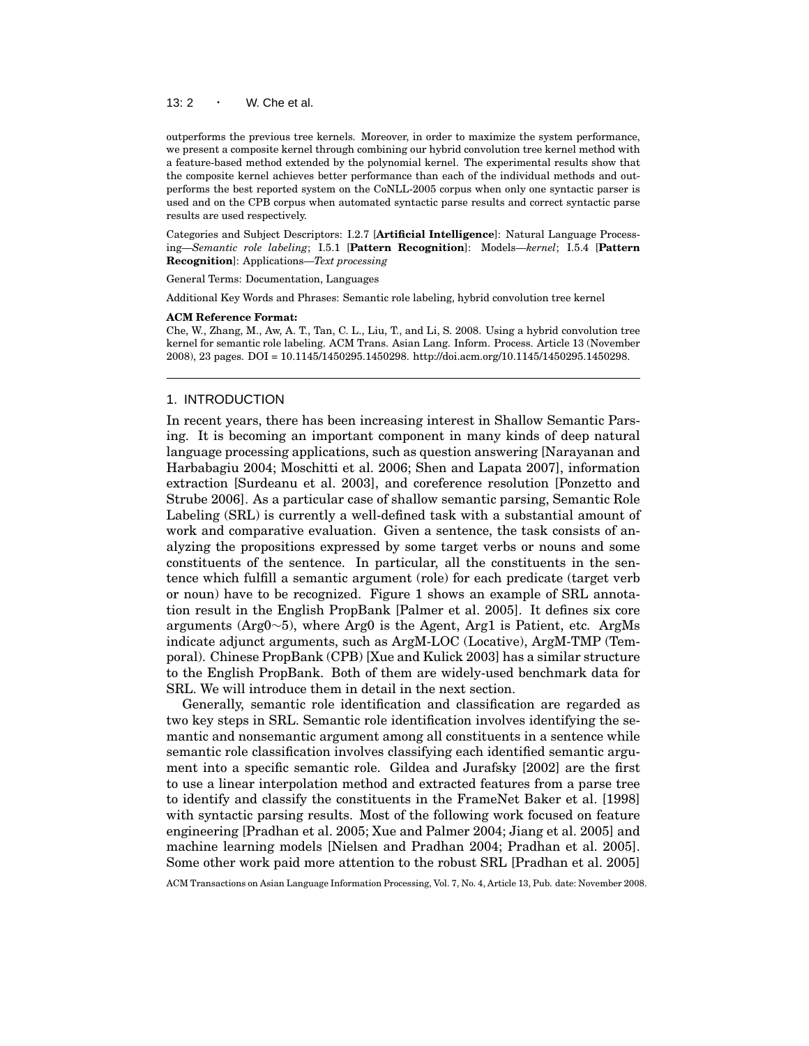outperforms the previous tree kernels. Moreover, in order to maximize the system performance, we present a composite kernel through combining our hybrid convolution tree kernel method with a feature-based method extended by the polynomial kernel. The experimental results show that the composite kernel achieves better performance than each of the individual methods and outperforms the best reported system on the CoNLL-2005 corpus when only one syntactic parser is used and on the CPB corpus when automated syntactic parse results and correct syntactic parse results are used respectively.

Categories and Subject Descriptors: I.2.7 [**Artificial Intelligence**]: Natural Language Processing—*Semantic role labeling*; I.5.1 [**Pattern Recognition**]: Models—*kernel*; I.5.4 [**Pattern Recognition**]: Applications—*Text processing*

General Terms: Documentation, Languages

Additional Key Words and Phrases: Semantic role labeling, hybrid convolution tree kernel

**ACM Reference Format:**
Che, W., Zhang, M., Aw, A. T., Tan, C. L., Liu, T., and Li, S. 2008. Using a hybrid convolution tree kernel for semantic role labeling. ACM Trans. Asian Lang. Inform. Process. Article 13 (November 2008), 23 pages. DOI = 10.1145/1450295.1450298. http://doi.acm.org/10.1145/1450295.1450298.

## 1. INTRODUCTION

In recent years, there has been increasing interest in Shallow Semantic Parsing. It is becoming an important component in many kinds of deep natural language processing applications, such as question answering [Narayanan and Harbabagiu 2004; Moschitti et al. 2006; Shen and Lapata 2007], information extraction [Surdeanu et al. 2003], and coreference resolution [Ponzetto and Strube 2006]. As a particular case of shallow semantic parsing, Semantic Role Labeling (SRL) is currently a well-defined task with a substantial amount of work and comparative evaluation. Given a sentence, the task consists of analyzing the propositions expressed by some target verbs or nouns and some constituents of the sentence. In particular, all the constituents in the sentence which fulfill a semantic argument (role) for each predicate (target verb or noun) have to be recognized. Figure 1 shows an example of SRL annotation result in the English PropBank [Palmer et al. 2005]. It defines six core arguments (Arg0$\sim$5), where Arg0 is the Agent, Arg1 is Patient, etc. ArgMs indicate adjunct arguments, such as ArgM-LOC (Locative), ArgM-TMP (Temporal). Chinese PropBank (CPB) [Xue and Kulick 2003] has a similar structure to the English PropBank. Both of them are widely-used benchmark data for SRL. We will introduce them in detail in the next section.

Generally, semantic role identification and classification are regarded as two key steps in SRL. Semantic role identification involves identifying the semantic and nonsemantic argument among all constituents in a sentence while semantic role classification involves classifying each identified semantic argument into a specific semantic role. Gildea and Jurafsky [2002] are the first to use a linear interpolation method and extracted features from a parse tree to identify and classify the constituents in the FrameNet Baker et al. [1998] with syntactic parsing results. Most of the following work focused on feature engineering [Pradhan et al. 2005; Xue and Palmer 2004; Jiang et al. 2005] and machine learning models [Nielsen and Pradhan 2004; Pradhan et al. 2005]. Some other work paid more attention to the robust SRL [Pradhan et al. 2005]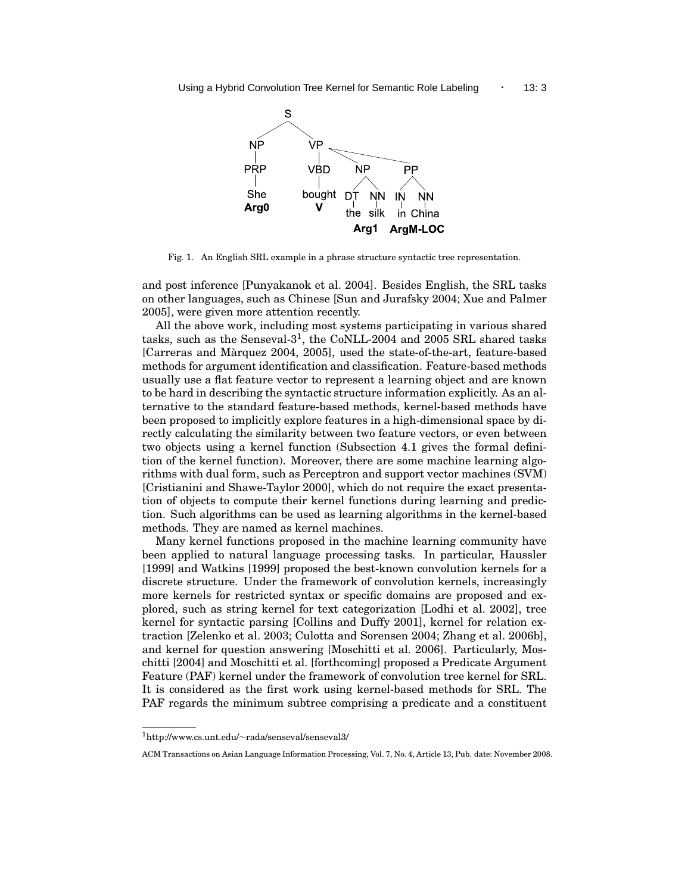Fig. 1. An English SRL example in a phrase structure syntactic tree representation.

and post inference [Punyakanok et al. 2004]. Besides English, the SRL tasks on other languages, such as Chinese [Sun and Jurafsky 2004; Xue and Palmer 2005], were given more attention recently.

All the above work, including most systems participating in various shared tasks, such as the Senseval-3[1], the CoNLL-2004 and 2005 SRL shared tasks [Carreras and Màrquez 2004, 2005], used the state-of-the-art, feature-based methods for argument identification and classification. Feature-based methods usually use a flat feature vector to represent a learning object and are known to be hard in describing the syntactic structure information explicitly. As an alternative to the standard feature-based methods, kernel-based methods have been proposed to implicitly explore features in a high-dimensional space by directly calculating the similarity between two feature vectors, or even between two objects using a kernel function (Subsection 4.1 gives the formal definition of the kernel function). Moreover, there are some machine learning algorithms with dual form, such as Perceptron and support vector machines (SVM) [Cristianini and Shawe-Taylor 2000], which do not require the exact presentation of objects to compute their kernel functions during learning and prediction. Such algorithms can be used as learning algorithms in the kernel-based methods. They are named as kernel machines.

Many kernel functions proposed in the machine learning community have been applied to natural language processing tasks. In particular, Haussler [1999] and Watkins [1999] proposed the best-known convolution kernels for a discrete structure. Under the framework of convolution kernels, increasingly more kernels for restricted syntax or specific domains are proposed and explored, such as string kernel for text categorization [Lodhi et al. 2002], tree kernel for syntactic parsing [Collins and Duffy 2001], kernel for relation extraction [Zelenko et al. 2003; Culotta and Sorensen 2004; Zhang et al. 2006b], and kernel for question answering [Moschitti et al. 2006]. Particularly, Moschitti [2004] and Moschitti et al. [forthcoming] proposed a Predicate Argument Feature (PAF) kernel under the framework of convolution tree kernel for SRL. It is considered as the first work using kernel-based methods for SRL. The PAF regards the minimum subtree comprising a predicate and a constituent

[1]http://www.cs.unt.edu/~rada/senseval/senseval3/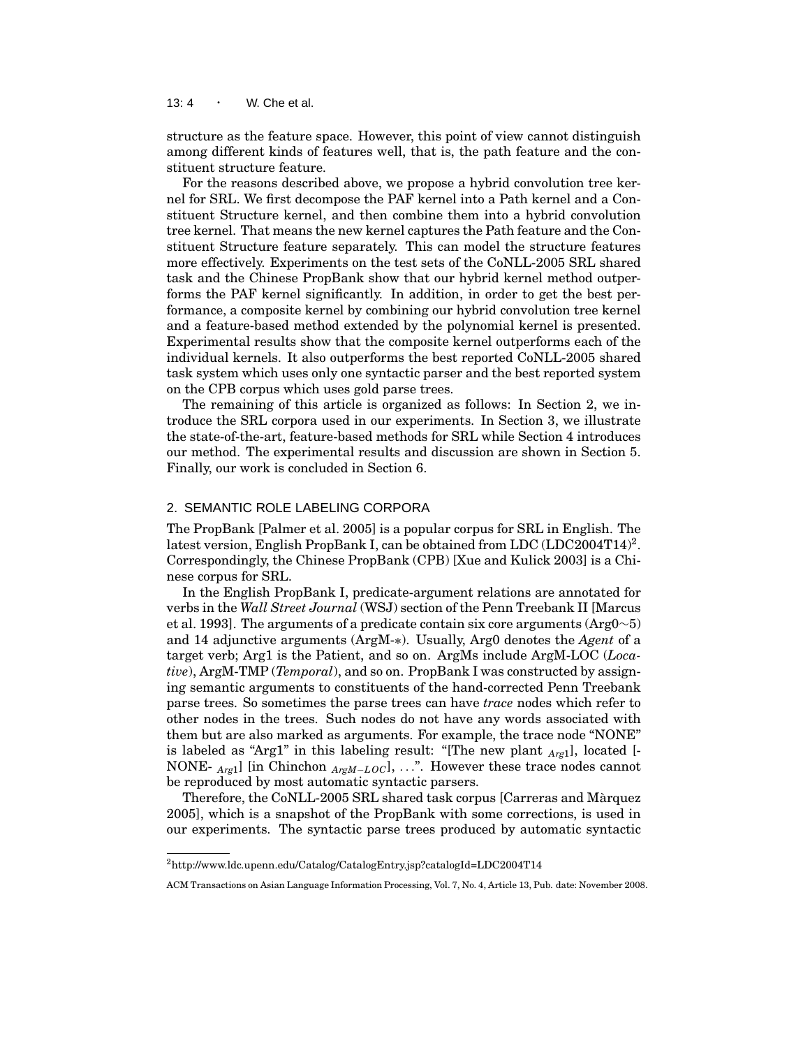structure as the feature space. However, this point of view cannot distinguish among different kinds of features well, that is, the path feature and the constituent structure feature.

For the reasons described above, we propose a hybrid convolution tree kernel for SRL. We first decompose the PAF kernel into a Path kernel and a Constituent Structure kernel, and then combine them into a hybrid convolution tree kernel. That means the new kernel captures the Path feature and the Constituent Structure feature separately. This can model the structure features more effectively. Experiments on the test sets of the CoNLL-2005 SRL shared task and the Chinese PropBank show that our hybrid kernel method outperforms the PAF kernel significantly. In addition, in order to get the best performance, a composite kernel by combining our hybrid convolution tree kernel and a feature-based method extended by the polynomial kernel is presented. Experimental results show that the composite kernel outperforms each of the individual kernels. It also outperforms the best reported CoNLL-2005 shared task system which uses only one syntactic parser and the best reported system on the CPB corpus which uses gold parse trees.

The remaining of this article is organized as follows: In Section 2, we introduce the SRL corpora used in our experiments. In Section 3, we illustrate the state-of-the-art, feature-based methods for SRL while Section 4 introduces our method. The experimental results and discussion are shown in Section 5. Finally, our work is concluded in Section 6.

## 2. SEMANTIC ROLE LABELING CORPORA

The PropBank [Palmer et al. 2005] is a popular corpus for SRL in English. The latest version, English PropBank I, can be obtained from LDC (LDC2004T14)[2]. Correspondingly, the Chinese PropBank (CPB) [Xue and Kulick 2003] is a Chinese corpus for SRL.

In the English PropBank I, predicate-argument relations are annotated for verbs in the *Wall Street Journal* (WSJ) section of the Penn Treebank II [Marcus et al. 1993]. The arguments of a predicate contain six core arguments (Arg0$\sim$5) and 14 adjunctive arguments (ArgM-$*$). Usually, Arg0 denotes the *Agent* of a target verb; Arg1 is the Patient, and so on. ArgMs include ArgM-LOC (*Locative*), ArgM-TMP (*Temporal*), and so on. PropBank I was constructed by assigning semantic arguments to constituents of the hand-corrected Penn Treebank parse trees. So sometimes the parse trees can have *trace* nodes which refer to other nodes in the trees. Such nodes do not have any words associated with them but are also marked as arguments. For example, the trace node "NONE" is labeled as "Arg1" in this labeling result: "[The new plant $_{Arg1}$], located [-NONE- $_{Arg1}$] [in Chinchon $_{ArgM-LOC}$], ...". However these trace nodes cannot be reproduced by most automatic syntactic parsers.

Therefore, the CoNLL-2005 SRL shared task corpus [Carreras and Màrquez 2005], which is a snapshot of the PropBank with some corrections, is used in our experiments. The syntactic parse trees produced by automatic syntactic

[2]http://www.ldc.upenn.edu/Catalog/CatalogEntry.jsp?catalogId=LDC2004T14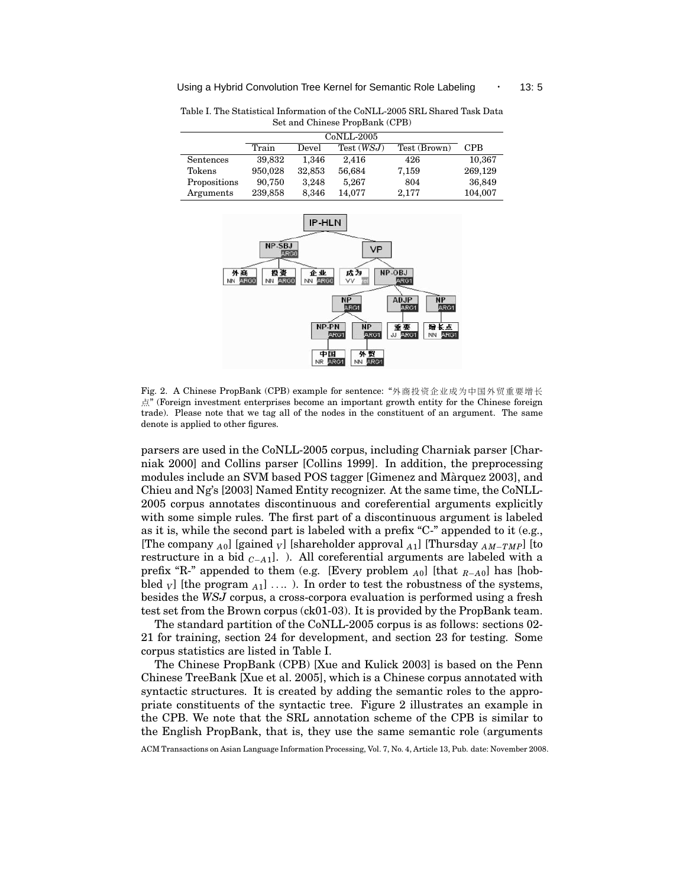Table I. The Statistical Information of the CoNLL-2005 SRL Shared Task Data Set and Chinese PropBank (CPB)

| | CoNLL-2005 | | | | |
|---|---|---|---|---|---|
| | Train | Devel | Test (*WSJ*) | Test (Brown) | CPB |
| Sentences | 39,832 | 1,346 | 2,416 | 426 | 10,367 |
| Tokens | 950,028 | 32,853 | 56,684 | 7,159 | 269,129 |
| Propositions | 90,750 | 3,248 | 5,267 | 804 | 36,849 |
| Arguments | 239,858 | 8,346 | 14,077 | 2,177 | 104,007 |

Fig. 2. A Chinese PropBank (CPB) example for sentence: "外商投资企业成为中国外贸重要增长点" (Foreign investment enterprises become an important growth entity for the Chinese foreign trade). Please note that we tag all of the nodes in the constituent of an argument. The same denote is applied to other figures.

parsers are used in the CoNLL-2005 corpus, including Charniak parser [Charniak 2000] and Collins parser [Collins 1999]. In addition, the preprocessing modules include an SVM based POS tagger [Gimenez and Màrquez 2003], and Chieu and Ng's [2003] Named Entity recognizer. At the same time, the CoNLL-2005 corpus annotates discontinuous and coreferential arguments explicitly with some simple rules. The first part of a discontinuous argument is labeled as it is, while the second part is labeled with a prefix "C-" appended to it (e.g., [The company $_{A0}$] [gained $_V$] [shareholder approval $_{A1}$] [Thursday $_{AM-TMP}$] [to restructure in a bid $_{C-A1}$]. ). All coreferential arguments are labeled with a prefix "R-" appended to them (e.g. [Every problem $_{A0}$] [that $_{R-A0}$] has [hobbled $_V$] [the program $_{A1}$] .... ). In order to test the robustness of the systems, besides the *WSJ* corpus, a cross-corpora evaluation is performed using a fresh test set from the Brown corpus (ck01-03). It is provided by the PropBank team.

The standard partition of the CoNLL-2005 corpus is as follows: sections 02-21 for training, section 24 for development, and section 23 for testing. Some corpus statistics are listed in Table I.

The Chinese PropBank (CPB) [Xue and Kulick 2003] is based on the Penn Chinese TreeBank [Xue et al. 2005], which is a Chinese corpus annotated with syntactic structures. It is created by adding the semantic roles to the appropriate constituents of the syntactic tree. Figure 2 illustrates an example in the CPB. We note that the SRL annotation scheme of the CPB is similar to the English PropBank, that is, they use the same semantic role (arguments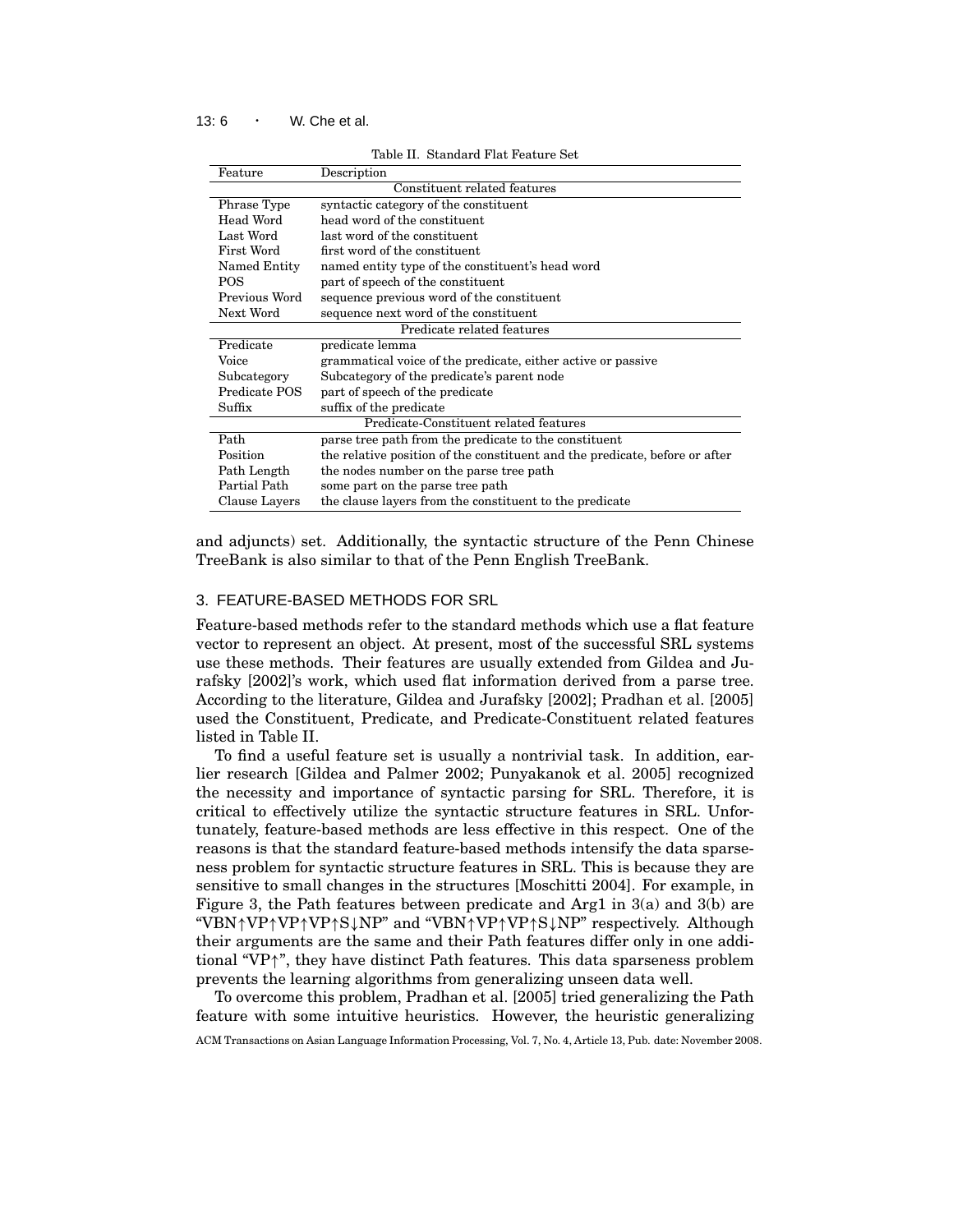Table II. Standard Flat Feature Set

| Feature | Description |
|---|---|
| Constituent related features | |
| Phrase Type | syntactic category of the constituent |
| Head Word | head word of the constituent |
| Last Word | last word of the constituent |
| First Word | first word of the constituent |
| Named Entity | named entity type of the constituent's head word |
| POS | part of speech of the constituent |
| Previous Word | sequence previous word of the constituent |
| Next Word | sequence next word of the constituent |
| Predicate related features | |
| Predicate | predicate lemma |
| Voice | grammatical voice of the predicate, either active or passive |
| Subcategory | Subcategory of the predicate's parent node |
| Predicate POS | part of speech of the predicate |
| Suffix | suffix of the predicate |
| Predicate-Constituent related features | |
| Path | parse tree path from the predicate to the constituent |
| Position | the relative position of the constituent and the predicate, before or after |
| Path Length | the nodes number on the parse tree path |
| Partial Path | some part on the parse tree path |
| Clause Layers | the clause layers from the constituent to the predicate |

and adjuncts) set. Additionally, the syntactic structure of the Penn Chinese TreeBank is also similar to that of the Penn English TreeBank.

## 3. FEATURE-BASED METHODS FOR SRL

Feature-based methods refer to the standard methods which use a flat feature vector to represent an object. At present, most of the successful SRL systems use these methods. Their features are usually extended from Gildea and Jurafsky [2002]'s work, which used flat information derived from a parse tree. According to the literature, Gildea and Jurafsky [2002]; Pradhan et al. [2005] used the Constituent, Predicate, and Predicate-Constituent related features listed in Table II.

To find a useful feature set is usually a nontrivial task. In addition, earlier research [Gildea and Palmer 2002; Punyakanok et al. 2005] recognized the necessity and importance of syntactic parsing for SRL. Therefore, it is critical to effectively utilize the syntactic structure features in SRL. Unfortunately, feature-based methods are less effective in this respect. One of the reasons is that the standard feature-based methods intensify the data sparseness problem for syntactic structure features in SRL. This is because they are sensitive to small changes in the structures [Moschitti 2004]. For example, in Figure 3, the Path features between predicate and Arg1 in 3(a) and 3(b) are "VBN↑VP↑VP↑VP↑S↓NP" and "VBN↑VP↑VP↑S↓NP" respectively. Although their arguments are the same and their Path features differ only in one additional "VP↑", they have distinct Path features. This data sparseness problem prevents the learning algorithms from generalizing unseen data well.

To overcome this problem, Pradhan et al. [2005] tried generalizing the Path feature with some intuitive heuristics. However, the heuristic generalizing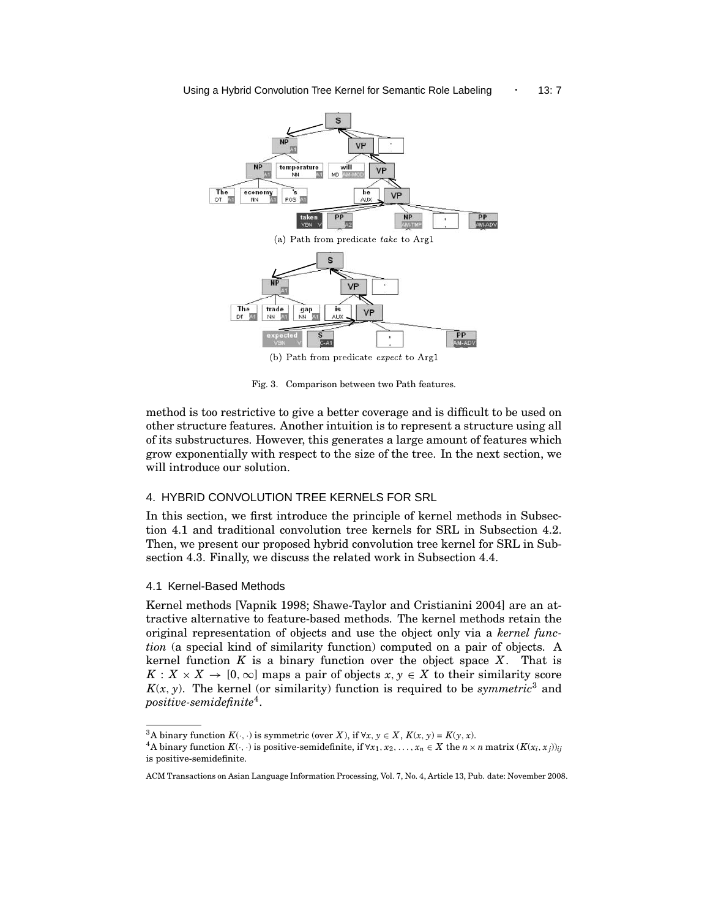(a) Path from predicate *take* to Arg1

(b) Path from predicate *expect* to Arg1

Fig. 3. Comparison between two Path features.

method is too restrictive to give a better coverage and is difficult to be used on other structure features. Another intuition is to represent a structure using all of its substructures. However, this generates a large amount of features which grow exponentially with respect to the size of the tree. In the next section, we will introduce our solution.

## 4. HYBRID CONVOLUTION TREE KERNELS FOR SRL

In this section, we first introduce the principle of kernel methods in Subsection 4.1 and traditional convolution tree kernels for SRL in Subsection 4.2. Then, we present our proposed hybrid convolution tree kernel for SRL in Subsection 4.3. Finally, we discuss the related work in Subsection 4.4.

### 4.1 Kernel-Based Methods

Kernel methods [Vapnik 1998; Shawe-Taylor and Cristianini 2004] are an attractive alternative to feature-based methods. The kernel methods retain the original representation of objects and use the object only via a *kernel function* (a special kind of similarity function) computed on a pair of objects. A kernel function $K$ is a binary function over the object space $X$. That is $K : X \times X \rightarrow [0, \infty]$ maps a pair of objects $x, y \in X$ to their similarity score $K(x, y)$. The kernel (or similarity) function is required to be *symmetric*[3] and *positive-semidefinite*[4].

[3]A binary function $K(\cdot, \cdot)$ is symmetric (over $X$), if $\forall x, y \in X$, $K(x, y) = K(y, x)$.

[4]A binary function $K(\cdot, \cdot)$ is positive-semidefinite, if $\forall x_1, x_2, \ldots, x_n \in X$ the $n \times n$ matrix $(K(x_i, x_j))_{ij}$ is positive-semidefinite.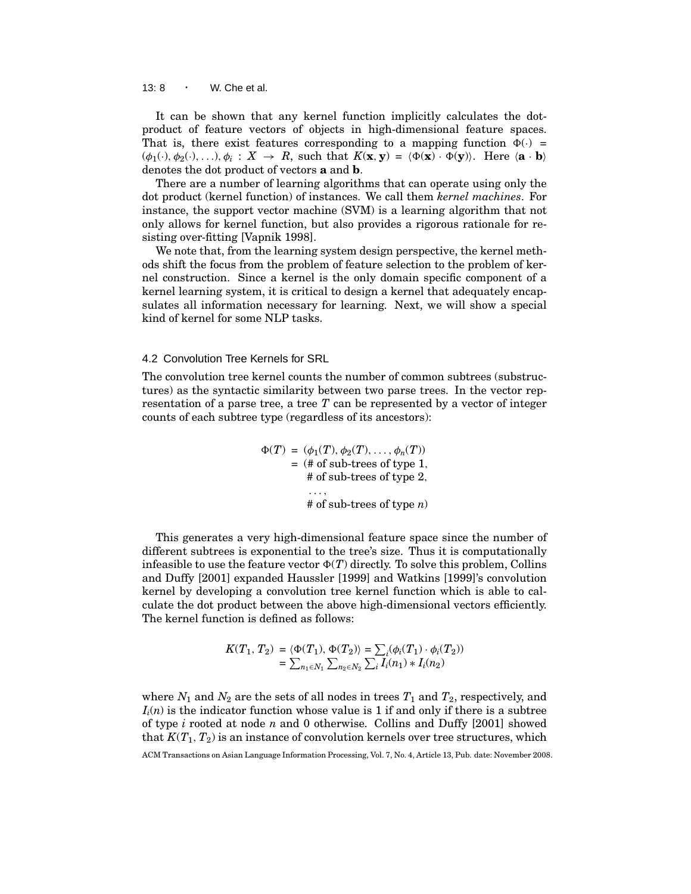It can be shown that any kernel function implicitly calculates the dot-product of feature vectors of objects in high-dimensional feature spaces. That is, there exist features corresponding to a mapping function $\Phi(\cdot) = (\phi_1(\cdot), \phi_2(\cdot), \ldots), \phi_i : X \rightarrow R$, such that $K(\mathbf{x}, \mathbf{y}) = \langle \Phi(\mathbf{x}) \cdot \Phi(\mathbf{y}) \rangle$. Here $\langle \mathbf{a} \cdot \mathbf{b} \rangle$ denotes the dot product of vectors $\mathbf{a}$ and $\mathbf{b}$.

There are a number of learning algorithms that can operate using only the dot product (kernel function) of instances. We call them *kernel machines*. For instance, the support vector machine (SVM) is a learning algorithm that not only allows for kernel function, but also provides a rigorous rationale for resisting over-fitting [Vapnik 1998].

We note that, from the learning system design perspective, the kernel methods shift the focus from the problem of feature selection to the problem of kernel construction. Since a kernel is the only domain specific component of a kernel learning system, it is critical to design a kernel that adequately encapsulates all information necessary for learning. Next, we will show a special kind of kernel for some NLP tasks.

## 4.2 Convolution Tree Kernels for SRL

The convolution tree kernel counts the number of common subtrees (substructures) as the syntactic similarity between two parse trees. In the vector representation of a parse tree, a tree $T$ can be represented by a vector of integer counts of each subtree type (regardless of its ancestors):

$$
\begin{aligned}
\Phi(T) &= (\phi_1(T), \phi_2(T), \ldots, \phi_n(T)) \\
&= (\text{\# of sub-trees of type } 1, \\
&\quad\ \text{\# of sub-trees of type } 2, \\
&\quad\ \ldots, \\
&\quad\ \text{\# of sub-trees of type } n)
\end{aligned}
$$

This generates a very high-dimensional feature space since the number of different subtrees is exponential to the tree's size. Thus it is computationally infeasible to use the feature vector $\Phi(T)$ directly. To solve this problem, Collins and Duffy [2001] expanded Haussler [1999] and Watkins [1999]'s convolution kernel by developing a convolution tree kernel function which is able to calculate the dot product between the above high-dimensional vectors efficiently. The kernel function is defined as follows:

$$
\begin{aligned}
K(T_1, T_2) &= \langle \Phi(T_1), \Phi(T_2) \rangle = \sum_i (\phi_i(T_1) \cdot \phi_i(T_2)) \\
&= \sum_{n_1 \in N_1} \sum_{n_2 \in N_2} \sum_i I_i(n_1) * I_i(n_2)
\end{aligned}
$$

where $N_1$ and $N_2$ are the sets of all nodes in trees $T_1$ and $T_2$, respectively, and $I_i(n)$ is the indicator function whose value is 1 if and only if there is a subtree of type $i$ rooted at node $n$ and 0 otherwise. Collins and Duffy [2001] showed that $K(T_1, T_2)$ is an instance of convolution kernels over tree structures, which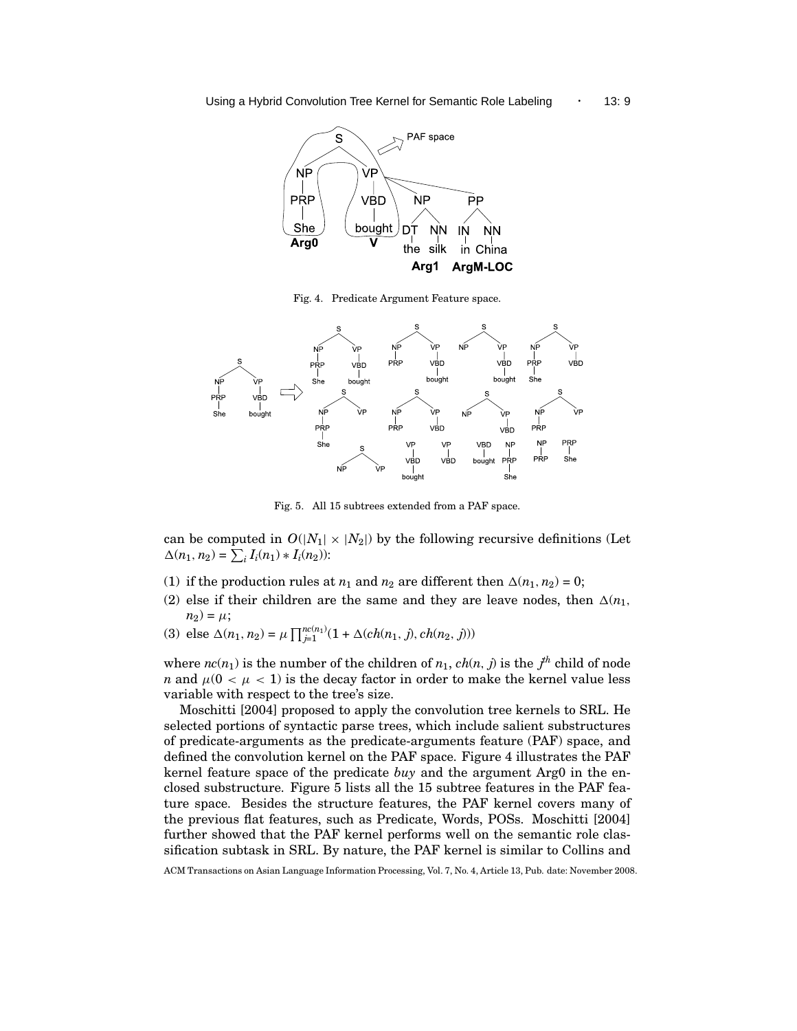PAF space

S

NP VP

PRP VBD NP PP

She bought DT NN IN NN

the silk in China

Arg0 V Arg1 ArgM-LOC

Fig. 4. Predicate Argument Feature space.

Fig. 5. All 15 subtrees extended from a PAF space.

can be computed in $O(|N_1| \times |N_2|)$ by the following recursive definitions (Let $\Delta(n_1, n_2) = \sum_i I_i(n_1) * I_i(n_2)$):

(1) if the production rules at $n_1$ and $n_2$ are different then $\Delta(n_1, n_2) = 0$;
(2) else if their children are the same and they are leave nodes, then $\Delta(n_1, n_2) = \mu$;
(3) else $\Delta(n_1, n_2) = \mu \prod_{j=1}^{nc(n_1)} (1 + \Delta(ch(n_1, j), ch(n_2, j)))$

where $nc(n_1)$ is the number of the children of $n_1$, $ch(n, j)$ is the $j^{th}$ child of node $n$ and $\mu (0 < \mu < 1)$ is the decay factor in order to make the kernel value less variable with respect to the tree's size.

Moschitti [2004] proposed to apply the convolution tree kernels to SRL. He selected portions of syntactic parse trees, which include salient substructures of predicate-arguments as the predicate-arguments feature (PAF) space, and defined the convolution kernel on the PAF space. Figure 4 illustrates the PAF kernel feature space of the predicate *buy* and the argument Arg0 in the enclosed substructure. Figure 5 lists all the 15 subtree features in the PAF feature space. Besides the structure features, the PAF kernel covers many of the previous flat features, such as Predicate, Words, POSs. Moschitti [2004] further showed that the PAF kernel performs well on the semantic role classification subtask in SRL. By nature, the PAF kernel is similar to Collins and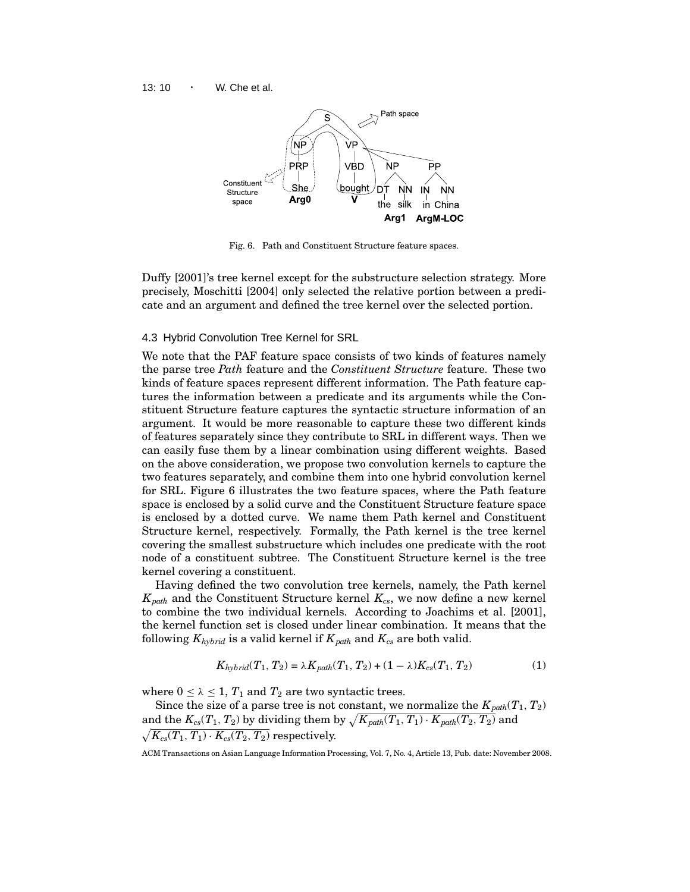Path space

S

NP VP

PRP VBD NP PP

Constituent Structure space

She bought DT NN IN NN

Arg0 V the silk in China

Arg1 ArgM-LOC

Fig. 6. Path and Constituent Structure feature spaces.

Duffy [2001]'s tree kernel except for the substructure selection strategy. More precisely, Moschitti [2004] only selected the relative portion between a predicate and an argument and defined the tree kernel over the selected portion.

### 4.3 Hybrid Convolution Tree Kernel for SRL

We note that the PAF feature space consists of two kinds of features namely the parse tree *Path* feature and the *Constituent Structure* feature. These two kinds of feature spaces represent different information. The Path feature captures the information between a predicate and its arguments while the Constituent Structure feature captures the syntactic structure information of an argument. It would be more reasonable to capture these two different kinds of features separately since they contribute to SRL in different ways. Then we can easily fuse them by a linear combination using different weights. Based on the above consideration, we propose two convolution kernels to capture the two features separately, and combine them into one hybrid convolution kernel for SRL. Figure 6 illustrates the two feature spaces, where the Path feature space is enclosed by a solid curve and the Constituent Structure feature space is enclosed by a dotted curve. We name them Path kernel and Constituent Structure kernel, respectively. Formally, the Path kernel is the tree kernel covering the smallest substructure which includes one predicate with the root node of a constituent subtree. The Constituent Structure kernel is the tree kernel covering a constituent.

Having defined the two convolution tree kernels, namely, the Path kernel $K_{path}$ and the Constituent Structure kernel $K_{cs}$, we now define a new kernel to combine the two individual kernels. According to Joachims et al. [2001], the kernel function set is closed under linear combination. It means that the following $K_{hybrid}$ is a valid kernel if $K_{path}$ and $K_{cs}$ are both valid.

$$K_{hybrid}(T_1, T_2) = \lambda K_{path}(T_1, T_2) + (1 - \lambda)K_{cs}(T_1, T_2) \tag{1}$$

where $0 \leq \lambda \leq 1$, $T_1$ and $T_2$ are two syntactic trees.

Since the size of a parse tree is not constant, we normalize the $K_{path}(T_1, T_2)$ and the $K_{cs}(T_1, T_2)$ by dividing them by $\sqrt{K_{path}(T_1, T_1) \cdot K_{path}(T_2, T_2)}$ and $\sqrt{K_{cs}(T_1, T_1) \cdot K_{cs}(T_2, T_2)}$ respectively.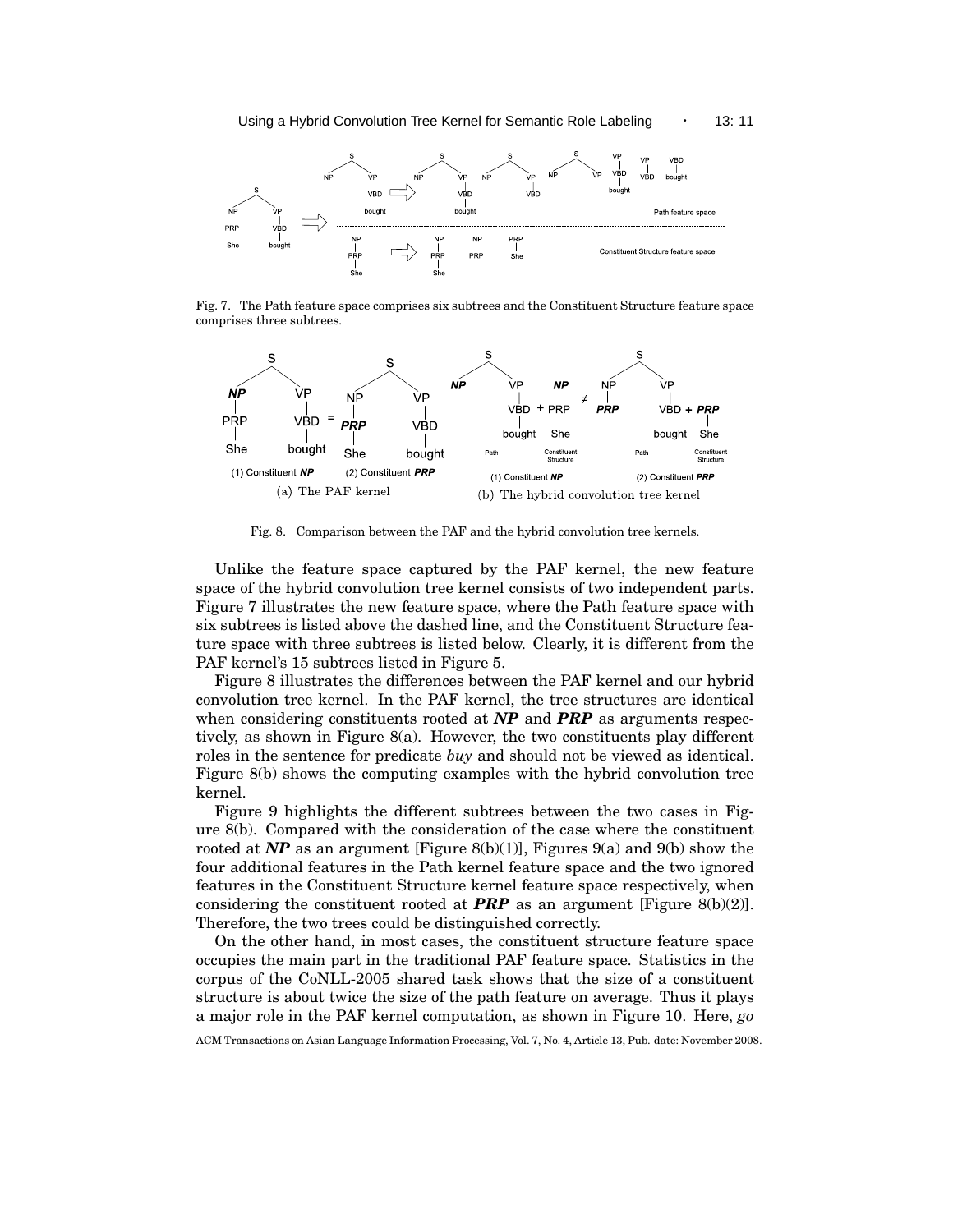Fig. 7. The Path feature space comprises six subtrees and the Constituent Structure feature space comprises three subtrees.

Fig. 8. Comparison between the PAF and the hybrid convolution tree kernels.

Unlike the feature space captured by the PAF kernel, the new feature space of the hybrid convolution tree kernel consists of two independent parts. Figure 7 illustrates the new feature space, where the Path feature space with six subtrees is listed above the dashed line, and the Constituent Structure feature space with three subtrees is listed below. Clearly, it is different from the PAF kernel's 15 subtrees listed in Figure 5.

Figure 8 illustrates the differences between the PAF kernel and our hybrid convolution tree kernel. In the PAF kernel, the tree structures are identical when considering constituents rooted at ***NP*** and ***PRP*** as arguments respectively, as shown in Figure 8(a). However, the two constituents play different roles in the sentence for predicate *buy* and should not be viewed as identical. Figure 8(b) shows the computing examples with the hybrid convolution tree kernel.

Figure 9 highlights the different subtrees between the two cases in Figure 8(b). Compared with the consideration of the case where the constituent rooted at ***NP*** as an argument [Figure 8(b)(1)], Figures 9(a) and 9(b) show the four additional features in the Path kernel feature space and the two ignored features in the Constituent Structure kernel feature space respectively, when considering the constituent rooted at ***PRP*** as an argument [Figure 8(b)(2)]. Therefore, the two trees could be distinguished correctly.

On the other hand, in most cases, the constituent structure feature space occupies the main part in the traditional PAF feature space. Statistics in the corpus of the CoNLL-2005 shared task shows that the size of a constituent structure is about twice the size of the path feature on average. Thus it plays a major role in the PAF kernel computation, as shown in Figure 10. Here, *go*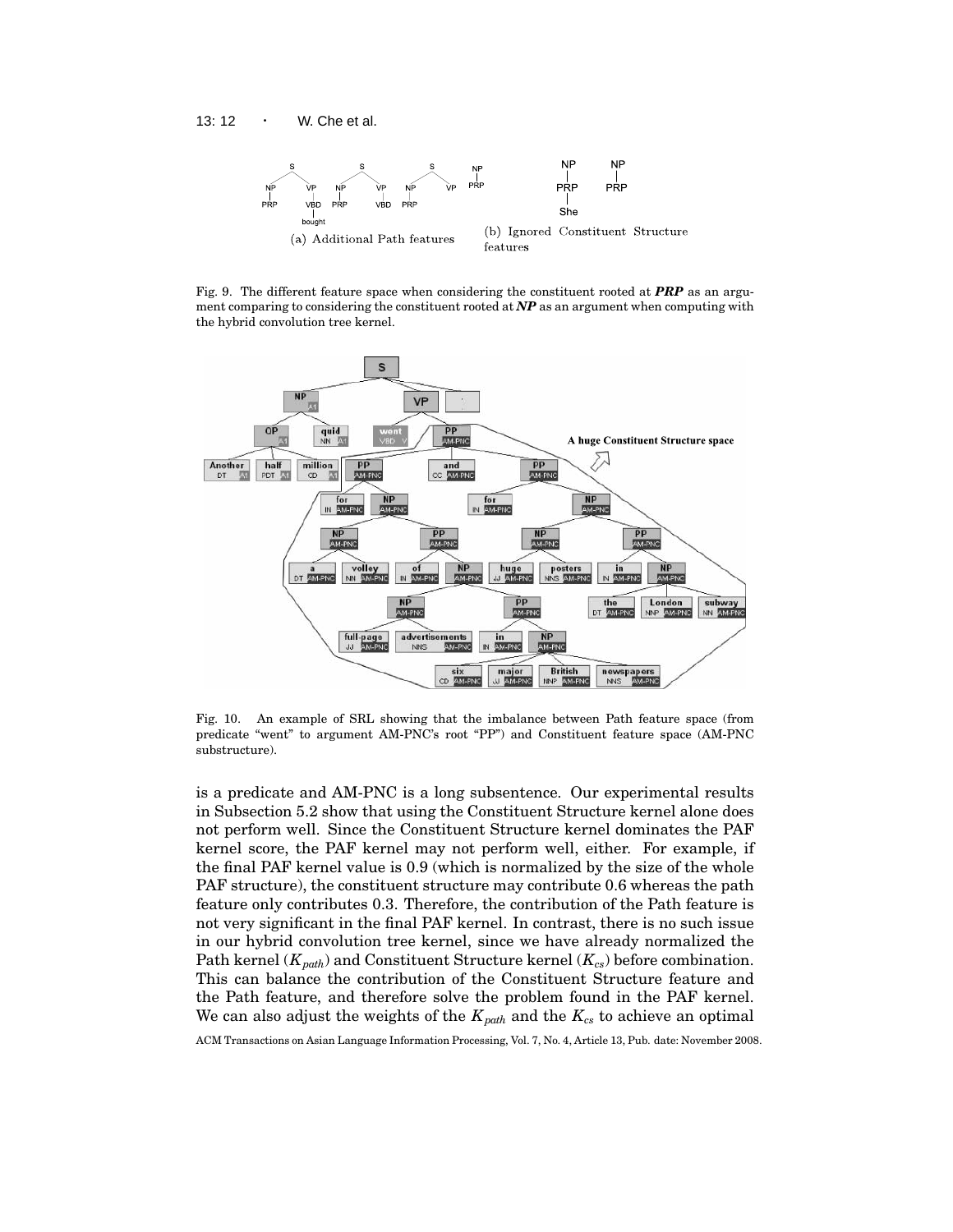S
NP VP
PRP VBD
bought

S
NP VP
PRP VBD PRP

S
NP VP
PRP

NP
PRP

(a) Additional Path features

NP
PRP
She

NP
PRP

(b) Ignored Constituent Structure features

Fig. 9. The different feature space when considering the constituent rooted at ***PRP*** as an argument comparing to considering the constituent rooted at ***NP*** as an argument when computing with the hybrid convolution tree kernel.

A huge Constituent Structure space

Fig. 10. An example of SRL showing that the imbalance between Path feature space (from predicate "went" to argument AM-PNC's root "PP") and Constituent feature space (AM-PNC substructure).

is a predicate and AM-PNC is a long subsentence. Our experimental results in Subsection 5.2 show that using the Constituent Structure kernel alone does not perform well. Since the Constituent Structure kernel dominates the PAF kernel score, the PAF kernel may not perform well, either. For example, if the final PAF kernel value is 0.9 (which is normalized by the size of the whole PAF structure), the constituent structure may contribute 0.6 whereas the path feature only contributes 0.3. Therefore, the contribution of the Path feature is not very significant in the final PAF kernel. In contrast, there is no such issue in our hybrid convolution tree kernel, since we have already normalized the Path kernel ($K_{path}$) and Constituent Structure kernel ($K_{cs}$) before combination. This can balance the contribution of the Constituent Structure feature and the Path feature, and therefore solve the problem found in the PAF kernel. We can also adjust the weights of the $K_{path}$ and the $K_{cs}$ to achieve an optimal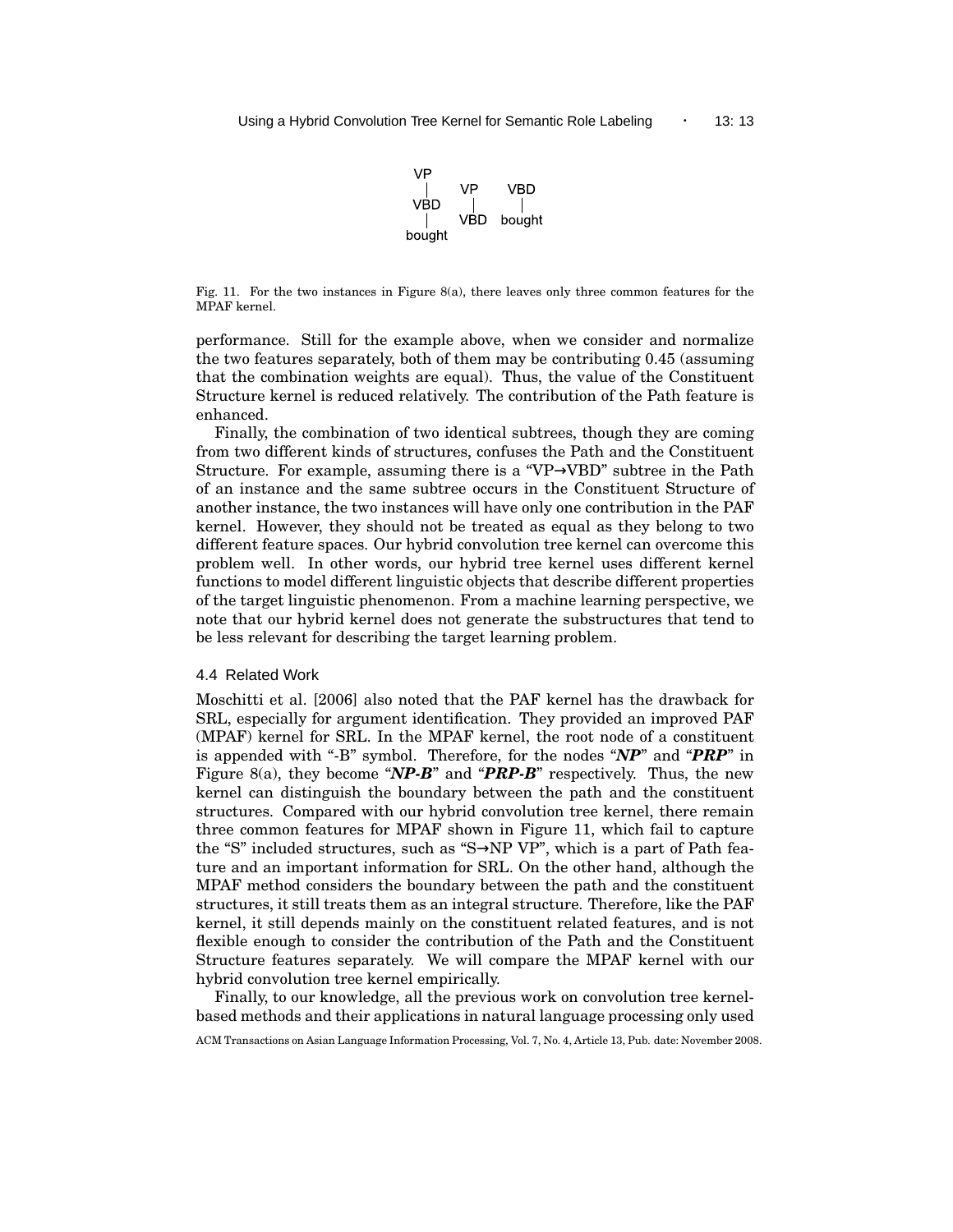VP
|
VBD
|
bought

VP
|
VBD

VBD
|
bought

Fig. 11. For the two instances in Figure 8(a), there leaves only three common features for the MPAF kernel.

performance. Still for the example above, when we consider and normalize the two features separately, both of them may be contributing 0.45 (assuming that the combination weights are equal). Thus, the value of the Constituent Structure kernel is reduced relatively. The contribution of the Path feature is enhanced.

Finally, the combination of two identical subtrees, though they are coming from two different kinds of structures, confuses the Path and the Constituent Structure. For example, assuming there is a "VP→VBD" subtree in the Path of an instance and the same subtree occurs in the Constituent Structure of another instance, the two instances will have only one contribution in the PAF kernel. However, they should not be treated as equal as they belong to two different feature spaces. Our hybrid convolution tree kernel can overcome this problem well. In other words, our hybrid tree kernel uses different kernel functions to model different linguistic objects that describe different properties of the target linguistic phenomenon. From a machine learning perspective, we note that our hybrid kernel does not generate the substructures that tend to be less relevant for describing the target learning problem.

### 4.4 Related Work

Moschitti et al. [2006] also noted that the PAF kernel has the drawback for SRL, especially for argument identification. They provided an improved PAF (MPAF) kernel for SRL. In the MPAF kernel, the root node of a constituent is appended with "-B" symbol. Therefore, for the nodes "***NP***" and "***PRP***" in Figure 8(a), they become "***NP-B***" and "***PRP-B***" respectively. Thus, the new kernel can distinguish the boundary between the path and the constituent structures. Compared with our hybrid convolution tree kernel, there remain three common features for MPAF shown in Figure 11, which fail to capture the "S" included structures, such as "S→NP VP", which is a part of Path feature and an important information for SRL. On the other hand, although the MPAF method considers the boundary between the path and the constituent structures, it still treats them as an integral structure. Therefore, like the PAF kernel, it still depends mainly on the constituent related features, and is not flexible enough to consider the contribution of the Path and the Constituent Structure features separately. We will compare the MPAF kernel with our hybrid convolution tree kernel empirically.

Finally, to our knowledge, all the previous work on convolution tree kernel-based methods and their applications in natural language processing only used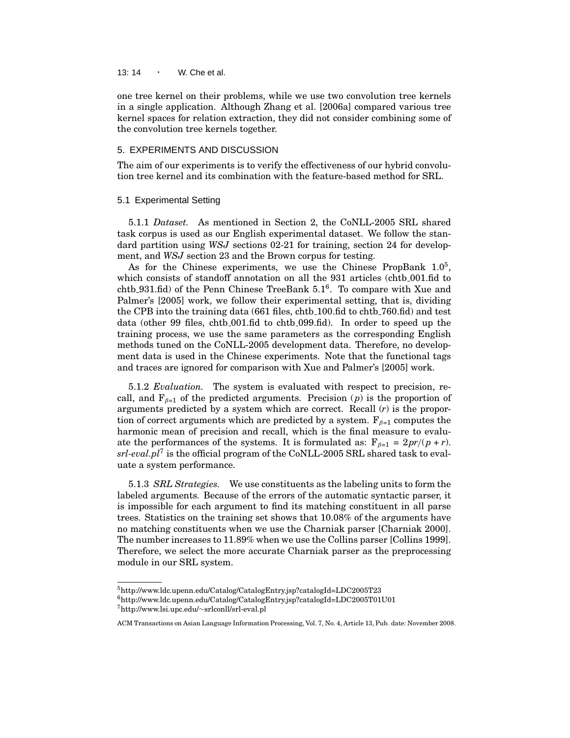one tree kernel on their problems, while we use two convolution tree kernels in a single application. Although Zhang et al. [2006a] compared various tree kernel spaces for relation extraction, they did not consider combining some of the convolution tree kernels together.

## 5. EXPERIMENTS AND DISCUSSION

The aim of our experiments is to verify the effectiveness of our hybrid convolution tree kernel and its combination with the feature-based method for SRL.

### 5.1 Experimental Setting

5.1.1 *Dataset.* As mentioned in Section 2, the CoNLL-2005 SRL shared task corpus is used as our English experimental dataset. We follow the standard partition using *WSJ* sections 02-21 for training, section 24 for development, and *WSJ* section 23 and the Brown corpus for testing.

As for the Chinese experiments, we use the Chinese PropBank 1.0[5], which consists of standoff annotation on all the 931 articles (chtb_001.fid to chtb_931.fid) of the Penn Chinese TreeBank 5.1[6]. To compare with Xue and Palmer's [2005] work, we follow their experimental setting, that is, dividing the CPB into the training data (661 files, chtb_100.fid to chtb_760.fid) and test data (other 99 files, chtb_001.fid to chtb_099.fid). In order to speed up the training process, we use the same parameters as the corresponding English methods tuned on the CoNLL-2005 development data. Therefore, no development data is used in the Chinese experiments. Note that the functional tags and traces are ignored for comparison with Xue and Palmer's [2005] work.

5.1.2 *Evaluation.* The system is evaluated with respect to precision, recall, and $F_{\beta=1}$ of the predicted arguments. Precision ($p$) is the proportion of arguments predicted by a system which are correct. Recall ($r$) is the proportion of correct arguments which are predicted by a system. $F_{\beta=1}$ computes the harmonic mean of precision and recall, which is the final measure to evaluate the performances of the systems. It is formulated as: $F_{\beta=1} = 2pr/(p + r)$. *srl-eval.pl*[7] is the official program of the CoNLL-2005 SRL shared task to evaluate a system performance.

5.1.3 *SRL Strategies.* We use constituents as the labeling units to form the labeled arguments. Because of the errors of the automatic syntactic parser, it is impossible for each argument to find its matching constituent in all parse trees. Statistics on the training set shows that 10.08% of the arguments have no matching constituents when we use the Charniak parser [Charniak 2000]. The number increases to 11.89% when we use the Collins parser [Collins 1999]. Therefore, we select the more accurate Charniak parser as the preprocessing module in our SRL system.

---

[5] http://www.ldc.upenn.edu/Catalog/CatalogEntry.jsp?catalogId=LDC2005T23

[6] http://www.ldc.upenn.edu/Catalog/CatalogEntry.jsp?catalogId=LDC2005T01U01

[7] http://www.lsi.upc.edu/∼srlconll/srl-eval.pl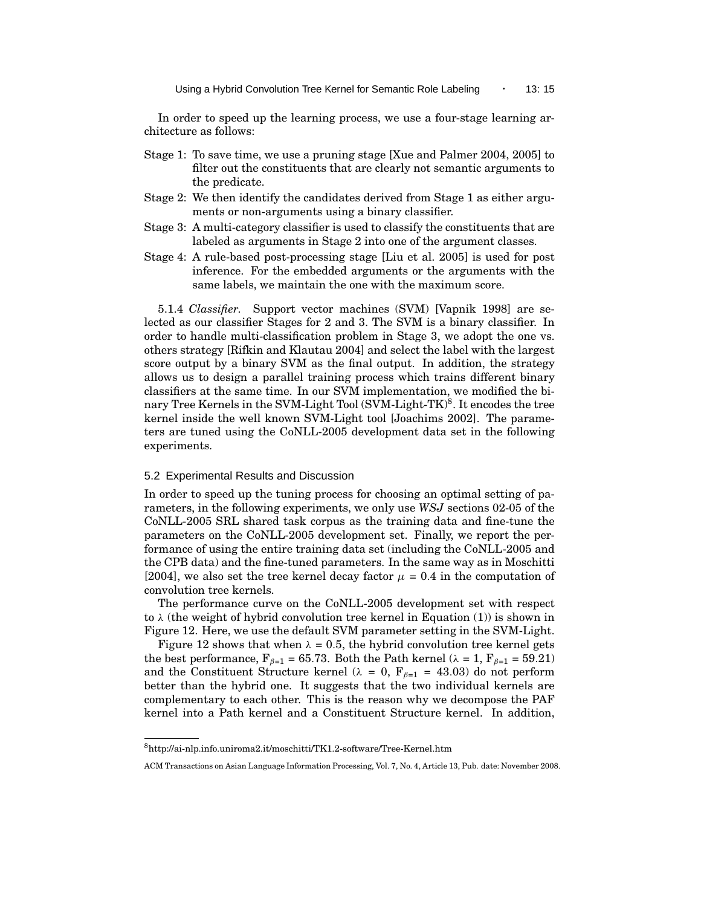In order to speed up the learning process, we use a four-stage learning architecture as follows:

- Stage 1: To save time, we use a pruning stage [Xue and Palmer 2004, 2005] to filter out the constituents that are clearly not semantic arguments to the predicate.
- Stage 2: We then identify the candidates derived from Stage 1 as either arguments or non-arguments using a binary classifier.
- Stage 3: A multi-category classifier is used to classify the constituents that are labeled as arguments in Stage 2 into one of the argument classes.
- Stage 4: A rule-based post-processing stage [Liu et al. 2005] is used for post inference. For the embedded arguments or the arguments with the same labels, we maintain the one with the maximum score.

5.1.4 *Classifier.* Support vector machines (SVM) [Vapnik 1998] are selected as our classifier Stages for 2 and 3. The SVM is a binary classifier. In order to handle multi-classification problem in Stage 3, we adopt the one vs. others strategy [Rifkin and Klautau 2004] and select the label with the largest score output by a binary SVM as the final output. In addition, the strategy allows us to design a parallel training process which trains different binary classifiers at the same time. In our SVM implementation, we modified the binary Tree Kernels in the SVM-Light Tool (SVM-Light-TK)[8]. It encodes the tree kernel inside the well known SVM-Light tool [Joachims 2002]. The parameters are tuned using the CoNLL-2005 development data set in the following experiments.

### 5.2 Experimental Results and Discussion

In order to speed up the tuning process for choosing an optimal setting of parameters, in the following experiments, we only use *WSJ* sections 02-05 of the CoNLL-2005 SRL shared task corpus as the training data and fine-tune the parameters on the CoNLL-2005 development set. Finally, we report the performance of using the entire training data set (including the CoNLL-2005 and the CPB data) and the fine-tuned parameters. In the same way as in Moschitti [2004], we also set the tree kernel decay factor $\mu = 0.4$ in the computation of convolution tree kernels.

The performance curve on the CoNLL-2005 development set with respect to $\lambda$ (the weight of hybrid convolution tree kernel in Equation (1)) is shown in Figure 12. Here, we use the default SVM parameter setting in the SVM-Light.

Figure 12 shows that when $\lambda = 0.5$, the hybrid convolution tree kernel gets the best performance, $F_{\beta=1} = 65.73$. Both the Path kernel ($\lambda = 1$, $F_{\beta=1} = 59.21$) and the Constituent Structure kernel ($\lambda = 0$, $F_{\beta=1} = 43.03$) do not perform better than the hybrid one. It suggests that the two individual kernels are complementary to each other. This is the reason why we decompose the PAF kernel into a Path kernel and a Constituent Structure kernel. In addition,

[8] http://ai-nlp.info.uniroma2.it/moschitti/TK1.2-software/Tree-Kernel.htm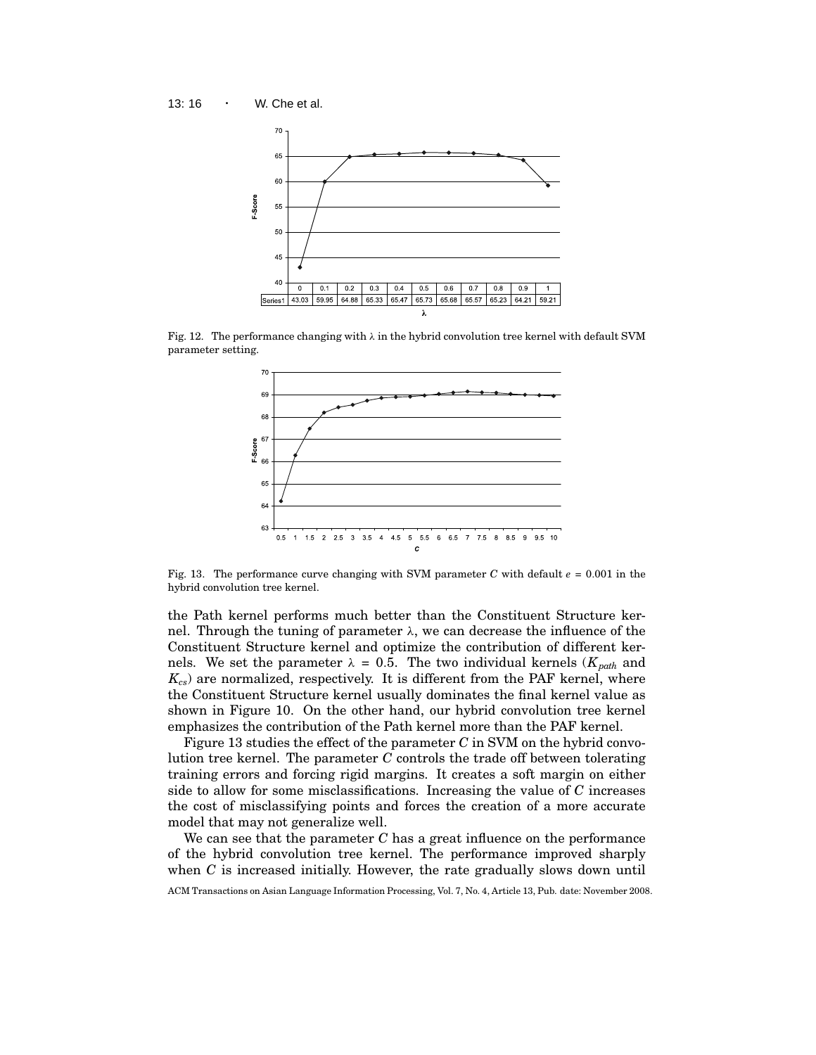70
65
60
55
50
45
40

F-Score

0 0.1 0.2 0.3 0.4 0.5 0.6 0.7 0.8 0.9 1

Series1 43.03 59.95 64.88 65.33 65.47 65.73 65.68 65.57 65.23 64.21 59.21

λ

Fig. 12. The performance changing with λ in the hybrid convolution tree kernel with default SVM parameter setting.

70
69
68
67
66
65
64
63

F-Score

0.5 1 1.5 2 2.5 3 3.5 4 4.5 5 5.5 6 6.5 7 7.5 8 8.5 9 9.5 10

*C*

Fig. 13. The performance curve changing with SVM parameter $C$ with default $e = 0.001$ in the hybrid convolution tree kernel.

the Path kernel performs much better than the Constituent Structure kernel. Through the tuning of parameter λ, we can decrease the influence of the Constituent Structure kernel and optimize the contribution of different kernels. We set the parameter $\lambda = 0.5$. The two individual kernels ($K_{path}$ and $K_{cs}$) are normalized, respectively. It is different from the PAF kernel, where the Constituent Structure kernel usually dominates the final kernel value as shown in Figure 10. On the other hand, our hybrid convolution tree kernel emphasizes the contribution of the Path kernel more than the PAF kernel.

Figure 13 studies the effect of the parameter $C$ in SVM on the hybrid convolution tree kernel. The parameter $C$ controls the trade off between tolerating training errors and forcing rigid margins. It creates a soft margin on either side to allow for some misclassifications. Increasing the value of $C$ increases the cost of misclassifying points and forces the creation of a more accurate model that may not generalize well.

We can see that the parameter $C$ has a great influence on the performance of the hybrid convolution tree kernel. The performance improved sharply when $C$ is increased initially. However, the rate gradually slows down until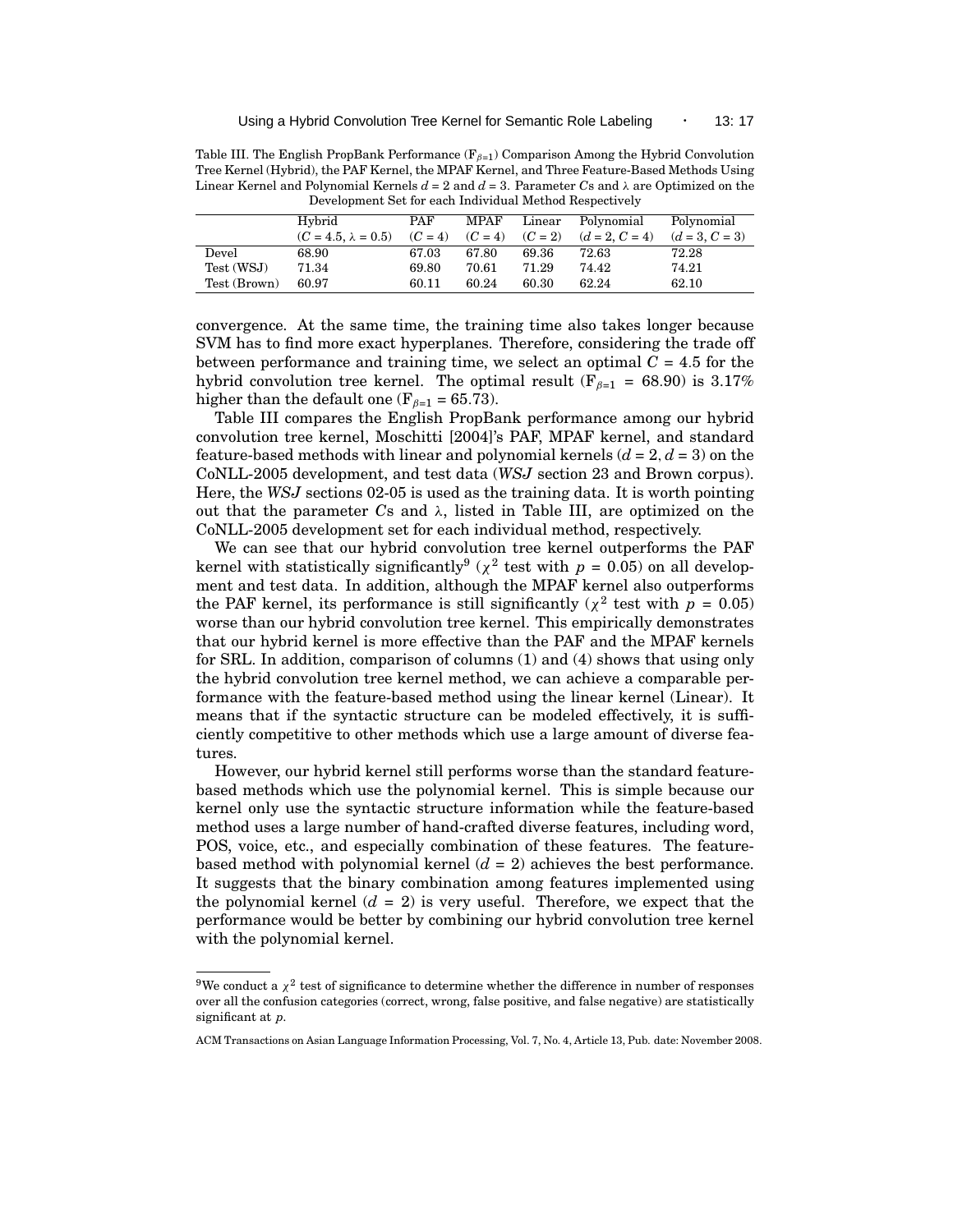Table III. The English PropBank Performance ($F_{\beta=1}$) Comparison Among the Hybrid Convolution Tree Kernel (Hybrid), the PAF Kernel, the MPAF Kernel, and Three Feature-Based Methods Using Linear Kernel and Polynomial Kernels $d = 2$ and $d = 3$. Parameter $C$s and $\lambda$ are Optimized on the Development Set for each Individual Method Respectively

| | Hybrid ($C = 4.5, \lambda = 0.5$) | PAF ($C = 4$) | MPAF ($C = 4$) | Linear ($C = 2$) | Polynomial ($d = 2, C = 4$) | Polynomial ($d = 3, C = 3$) |
|---|---|---|---|---|---|---|
| Devel | 68.90 | 67.03 | 67.80 | 69.36 | 72.63 | 72.28 |
| Test (WSJ) | 71.34 | 69.80 | 70.61 | 71.29 | 74.42 | 74.21 |
| Test (Brown) | 60.97 | 60.11 | 60.24 | 60.30 | 62.24 | 62.10 |

convergence. At the same time, the training time also takes longer because SVM has to find more exact hyperplanes. Therefore, considering the trade off between performance and training time, we select an optimal $C = 4.5$ for the hybrid convolution tree kernel. The optimal result ($F_{\beta=1} = 68.90$) is 3.17% higher than the default one ($F_{\beta=1} = 65.73$).

Table III compares the English PropBank performance among our hybrid convolution tree kernel, Moschitti [2004]'s PAF, MPAF kernel, and standard feature-based methods with linear and polynomial kernels ($d = 2, d = 3$) on the CoNLL-2005 development, and test data (*WSJ* section 23 and Brown corpus). Here, the *WSJ* sections 02-05 is used as the training data. It is worth pointing out that the parameter $C$s and $\lambda$, listed in Table III, are optimized on the CoNLL-2005 development set for each individual method, respectively.

We can see that our hybrid convolution tree kernel outperforms the PAF kernel with statistically significantly[9] ($\chi^2$ test with $p = 0.05$) on all development and test data. In addition, although the MPAF kernel also outperforms the PAF kernel, its performance is still significantly ($\chi^2$ test with $p = 0.05$) worse than our hybrid convolution tree kernel. This empirically demonstrates that our hybrid kernel is more effective than the PAF and the MPAF kernels for SRL. In addition, comparison of columns (1) and (4) shows that using only the hybrid convolution tree kernel method, we can achieve a comparable performance with the feature-based method using the linear kernel (Linear). It means that if the syntactic structure can be modeled effectively, it is sufficiently competitive to other methods which use a large amount of diverse features.

However, our hybrid kernel still performs worse than the standard feature-based methods which use the polynomial kernel. This is simple because our kernel only use the syntactic structure information while the feature-based method uses a large number of hand-crafted diverse features, including word, POS, voice, etc., and especially combination of these features. The feature-based method with polynomial kernel ($d = 2$) achieves the best performance. It suggests that the binary combination among features implemented using the polynomial kernel ($d = 2$) is very useful. Therefore, we expect that the performance would be better by combining our hybrid convolution tree kernel with the polynomial kernel.

[9]We conduct a $\chi^2$ test of significance to determine whether the difference in number of responses over all the confusion categories (correct, wrong, false positive, and false negative) are statistically significant at $p$.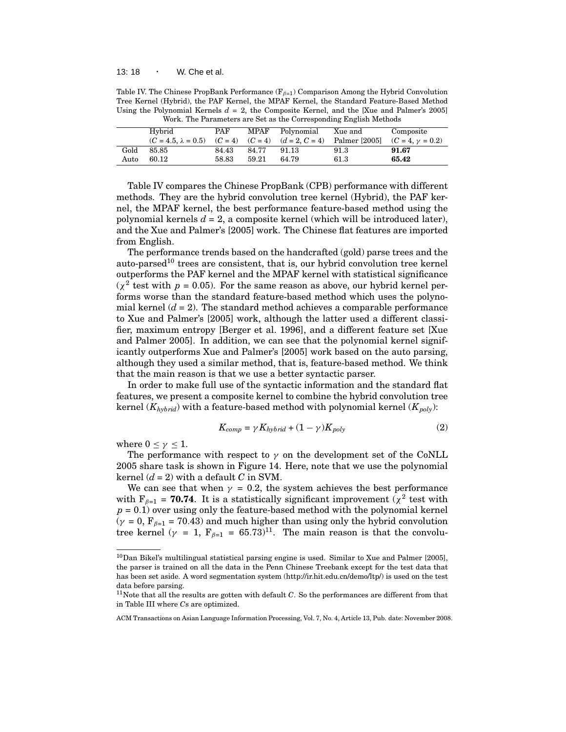Table IV. The Chinese PropBank Performance ($F_{\beta=1}$) Comparison Among the Hybrid Convolution Tree Kernel (Hybrid), the PAF Kernel, the MPAF Kernel, the Standard Feature-Based Method Using the Polynomial Kernels $d = 2$, the Composite Kernel, and the [Xue and Palmer's 2005] Work. The Parameters are Set as the Corresponding English Methods

| | Hybrid ($C = 4.5, \lambda = 0.5$) | PAF ($C = 4$) | MPAF ($C = 4$) | Polynomial ($d = 2, C = 4$) | Xue and Palmer [2005] | Composite ($C = 4, \gamma = 0.2$) |
|---|---|---|---|---|---|---|
| Gold | 85.85 | 84.43 | 84.77 | 91.13 | 91.3 | **91.67** |
| Auto | 60.12 | 58.83 | 59.21 | 64.79 | 61.3 | **65.42** |

Table IV compares the Chinese PropBank (CPB) performance with different methods. They are the hybrid convolution tree kernel (Hybrid), the PAF kernel, the MPAF kernel, the best performance feature-based method using the polynomial kernels $d = 2$, a composite kernel (which will be introduced later), and the Xue and Palmer's [2005] work. The Chinese flat features are imported from English.

The performance trends based on the handcrafted (gold) parse trees and the auto-parsed[10] trees are consistent, that is, our hybrid convolution tree kernel outperforms the PAF kernel and the MPAF kernel with statistical significance ($\chi^2$ test with $p = 0.05$). For the same reason as above, our hybrid kernel performs worse than the standard feature-based method which uses the polynomial kernel ($d = 2$). The standard method achieves a comparable performance to Xue and Palmer's [2005] work, although the latter used a different classifier, maximum entropy [Berger et al. 1996], and a different feature set [Xue and Palmer 2005]. In addition, we can see that the polynomial kernel significantly outperforms Xue and Palmer's [2005] work based on the auto parsing, although they used a similar method, that is, feature-based method. We think that the main reason is that we use a better syntactic parser.

In order to make full use of the syntactic information and the standard flat features, we present a composite kernel to combine the hybrid convolution tree kernel ($K_{hybrid}$) with a feature-based method with polynomial kernel ($K_{poly}$):

$$K_{comp} = \gamma K_{hybrid} + (1 - \gamma) K_{poly} \tag{2}$$

where $0 \leq \gamma \leq 1$.

The performance with respect to $\gamma$ on the development set of the CoNLL 2005 share task is shown in Figure 14. Here, note that we use the polynomial kernel ($d = 2$) with a default $C$ in SVM.

We can see that when $\gamma = 0.2$, the system achieves the best performance with $F_{\beta=1} = \mathbf{70.74}$. It is a statistically significant improvement ($\chi^2$ test with $p = 0.1$) over using only the feature-based method with the polynomial kernel ($\gamma = 0$, $F_{\beta=1} = 70.43$) and much higher than using only the hybrid convolution tree kernel ($\gamma = 1$, $F_{\beta=1} = 65.73$)[11]. The main reason is that the convolu-

---

[10] Dan Bikel's multilingual statistical parsing engine is used. Similar to Xue and Palmer [2005], the parser is trained on all the data in the Penn Chinese Treebank except for the test data that has been set aside. A word segmentation system (http://ir.hit.edu.cn/demo/ltp/) is used on the test data before parsing.

[11] Note that all the results are gotten with default $C$. So the performances are different from that in Table III where $C$s are optimized.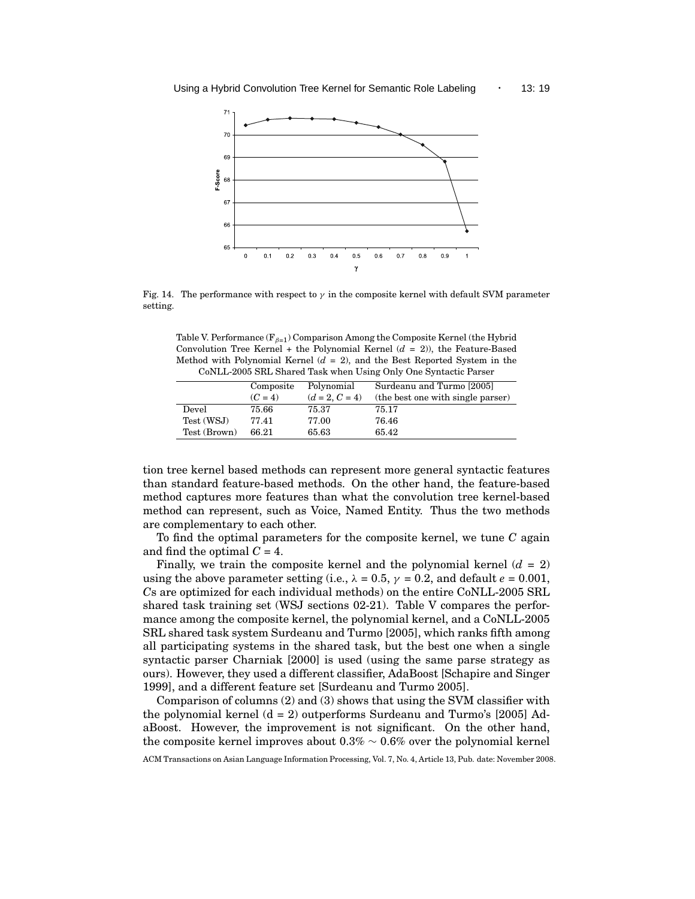71
70
69
68
67
66
65
F-Score
0 0.1 0.2 0.3 0.4 0.5 0.6 0.7 0.8 0.9 1
γ

Fig. 14. The performance with respect to $\gamma$ in the composite kernel with default SVM parameter setting.

Table V. Performance ($F_{\beta=1}$) Comparison Among the Composite Kernel (the Hybrid Convolution Tree Kernel + the Polynomial Kernel ($d$ = 2)), the Feature-Based Method with Polynomial Kernel ($d$ = 2), and the Best Reported System in the CoNLL-2005 SRL Shared Task when Using Only One Syntactic Parser

| | Composite ($C$ = 4) | Polynomial ($d$ = 2, $C$ = 4) | Surdeanu and Turmo [2005] (the best one with single parser) |
|---|---|---|---|
| Devel | 75.66 | 75.37 | 75.17 |
| Test (WSJ) | 77.41 | 77.00 | 76.46 |
| Test (Brown) | 66.21 | 65.63 | 65.42 |

tion tree kernel based methods can represent more general syntactic features than standard feature-based methods. On the other hand, the feature-based method captures more features than what the convolution tree kernel-based method can represent, such as Voice, Named Entity. Thus the two methods are complementary to each other.

To find the optimal parameters for the composite kernel, we tune $C$ again and find the optimal $C$ = 4.

Finally, we train the composite kernel and the polynomial kernel ($d$ = 2) using the above parameter setting (i.e., $\lambda$ = 0.5, $\gamma$ = 0.2, and default $e$ = 0.001, $C$s are optimized for each individual methods) on the entire CoNLL-2005 SRL shared task training set (WSJ sections 02-21). Table V compares the performance among the composite kernel, the polynomial kernel, and a CoNLL-2005 SRL shared task system Surdeanu and Turmo [2005], which ranks fifth among all participating systems in the shared task, but the best one when a single syntactic parser Charniak [2000] is used (using the same parse strategy as ours). However, they used a different classifier, AdaBoost [Schapire and Singer 1999], and a different feature set [Surdeanu and Turmo 2005].

Comparison of columns (2) and (3) shows that using the SVM classifier with the polynomial kernel (d = 2) outperforms Surdeanu and Turmo's [2005] AdaBoost. However, the improvement is not significant. On the other hand, the composite kernel improves about 0.3% $\sim$ 0.6% over the polynomial kernel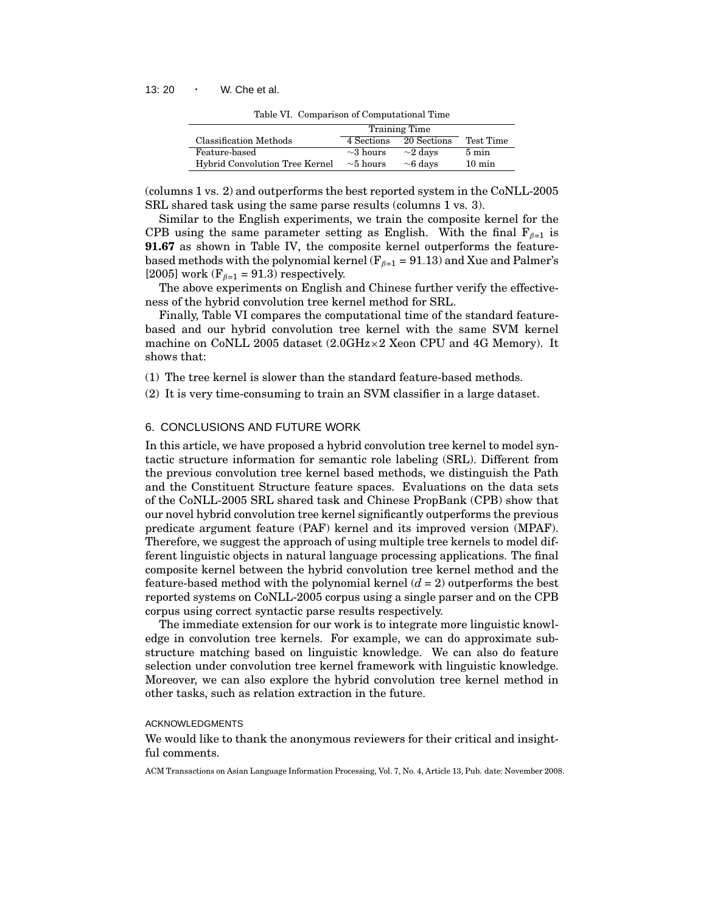Table VI. Comparison of Computational Time

| Classification Methods | Training Time | | Test Time |
|---|---|---|---|
| | 4 Sections | 20 Sections | |
| Feature-based | ∼3 hours | ∼2 days | 5 min |
| Hybrid Convolution Tree Kernel | ∼5 hours | ∼6 days | 10 min |

(columns 1 vs. 2) and outperforms the best reported system in the CoNLL-2005 SRL shared task using the same parse results (columns 1 vs. 3).

Similar to the English experiments, we train the composite kernel for the CPB using the same parameter setting as English. With the final $F_{\beta=1}$ is **91.67** as shown in Table IV, the composite kernel outperforms the feature-based methods with the polynomial kernel ($F_{\beta=1}$ = 91.13) and Xue and Palmer's [2005] work ($F_{\beta=1}$ = 91.3) respectively.

The above experiments on English and Chinese further verify the effectiveness of the hybrid convolution tree kernel method for SRL.

Finally, Table VI compares the computational time of the standard feature-based and our hybrid convolution tree kernel with the same SVM kernel machine on CoNLL 2005 dataset (2.0GHz×2 Xeon CPU and 4G Memory). It shows that:

(1) The tree kernel is slower than the standard feature-based methods.

(2) It is very time-consuming to train an SVM classifier in a large dataset.

## 6. CONCLUSIONS AND FUTURE WORK

In this article, we have proposed a hybrid convolution tree kernel to model syntactic structure information for semantic role labeling (SRL). Different from the previous convolution tree kernel based methods, we distinguish the Path and the Constituent Structure feature spaces. Evaluations on the data sets of the CoNLL-2005 SRL shared task and Chinese PropBank (CPB) show that our novel hybrid convolution tree kernel significantly outperforms the previous predicate argument feature (PAF) kernel and its improved version (MPAF). Therefore, we suggest the approach of using multiple tree kernels to model different linguistic objects in natural language processing applications. The final composite kernel between the hybrid convolution tree kernel method and the feature-based method with the polynomial kernel ($d$ = 2) outperforms the best reported systems on CoNLL-2005 corpus using a single parser and on the CPB corpus using correct syntactic parse results respectively.

The immediate extension for our work is to integrate more linguistic knowledge in convolution tree kernels. For example, we can do approximate substructure matching based on linguistic knowledge. We can also do feature selection under convolution tree kernel framework with linguistic knowledge. Moreover, we can also explore the hybrid convolution tree kernel method in other tasks, such as relation extraction in the future.

### ACKNOWLEDGMENTS

We would like to thank the anonymous reviewers for their critical and insightful comments.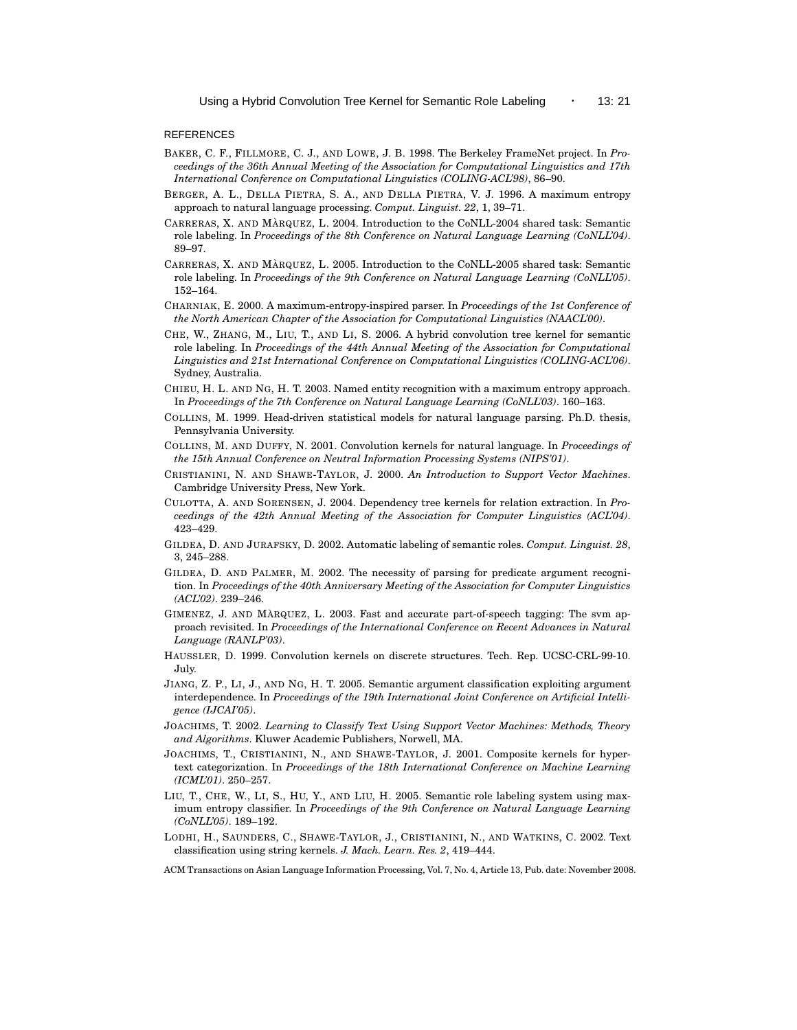## REFERENCES

BAKER, C. F., FILLMORE, C. J., AND LOWE, J. B. 1998. The Berkeley FrameNet project. In *Proceedings of the 36th Annual Meeting of the Association for Computational Linguistics and 17th International Conference on Computational Linguistics (COLING-ACL'98)*, 86–90.

BERGER, A. L., DELLA PIETRA, S. A., AND DELLA PIETRA, V. J. 1996. A maximum entropy approach to natural language processing. *Comput. Linguist. 22*, 1, 39–71.

CARRERAS, X. AND MÀRQUEZ, L. 2004. Introduction to the CoNLL-2004 shared task: Semantic role labeling. In *Proceedings of the 8th Conference on Natural Language Learning (CoNLL'04)*. 89–97.

CARRERAS, X. AND MÀRQUEZ, L. 2005. Introduction to the CoNLL-2005 shared task: Semantic role labeling. In *Proceedings of the 9th Conference on Natural Language Learning (CoNLL'05)*. 152–164.

CHARNIAK, E. 2000. A maximum-entropy-inspired parser. In *Proceedings of the 1st Conference of the North American Chapter of the Association for Computational Linguistics (NAACL'00)*.

CHE, W., ZHANG, M., LIU, T., AND LI, S. 2006. A hybrid convolution tree kernel for semantic role labeling. In *Proceedings of the 44th Annual Meeting of the Association for Computational Linguistics and 21st International Conference on Computational Linguistics (COLING-ACL'06)*. Sydney, Australia.

CHIEU, H. L. AND NG, H. T. 2003. Named entity recognition with a maximum entropy approach. In *Proceedings of the 7th Conference on Natural Language Learning (CoNLL'03)*. 160–163.

COLLINS, M. 1999. Head-driven statistical models for natural language parsing. Ph.D. thesis, Pennsylvania University.

COLLINS, M. AND DUFFY, N. 2001. Convolution kernels for natural language. In *Proceedings of the 15th Annual Conference on Neutral Information Processing Systems (NIPS'01)*.

CRISTIANINI, N. AND SHAWE-TAYLOR, J. 2000. *An Introduction to Support Vector Machines*. Cambridge University Press, New York.

CULOTTA, A. AND SORENSEN, J. 2004. Dependency tree kernels for relation extraction. In *Proceedings of the 42th Annual Meeting of the Association for Computer Linguistics (ACL'04)*. 423–429.

GILDEA, D. AND JURAFSKY, D. 2002. Automatic labeling of semantic roles. *Comput. Linguist. 28*, 3, 245–288.

GILDEA, D. AND PALMER, M. 2002. The necessity of parsing for predicate argument recognition. In *Proceedings of the 40th Anniversary Meeting of the Association for Computer Linguistics (ACL'02)*. 239–246.

GIMENEZ, J. AND MÀRQUEZ, L. 2003. Fast and accurate part-of-speech tagging: The svm approach revisited. In *Proceedings of the International Conference on Recent Advances in Natural Language (RANLP'03)*.

HAUSSLER, D. 1999. Convolution kernels on discrete structures. Tech. Rep. UCSC-CRL-99-10. July.

JIANG, Z. P., LI, J., AND NG, H. T. 2005. Semantic argument classification exploiting argument interdependence. In *Proceedings of the 19th International Joint Conference on Artificial Intelligence (IJCAI'05)*.

JOACHIMS, T. 2002. *Learning to Classify Text Using Support Vector Machines: Methods, Theory and Algorithms*. Kluwer Academic Publishers, Norwell, MA.

JOACHIMS, T., CRISTIANINI, N., AND SHAWE-TAYLOR, J. 2001. Composite kernels for hypertext categorization. In *Proceedings of the 18th International Conference on Machine Learning (ICML'01)*. 250–257.

LIU, T., CHE, W., LI, S., HU, Y., AND LIU, H. 2005. Semantic role labeling system using maximum entropy classifier. In *Proceedings of the 9th Conference on Natural Language Learning (CoNLL'05)*. 189–192.

LODHI, H., SAUNDERS, C., SHAWE-TAYLOR, J., CRISTIANINI, N., AND WATKINS, C. 2002. Text classification using string kernels. *J. Mach. Learn. Res. 2*, 419–444.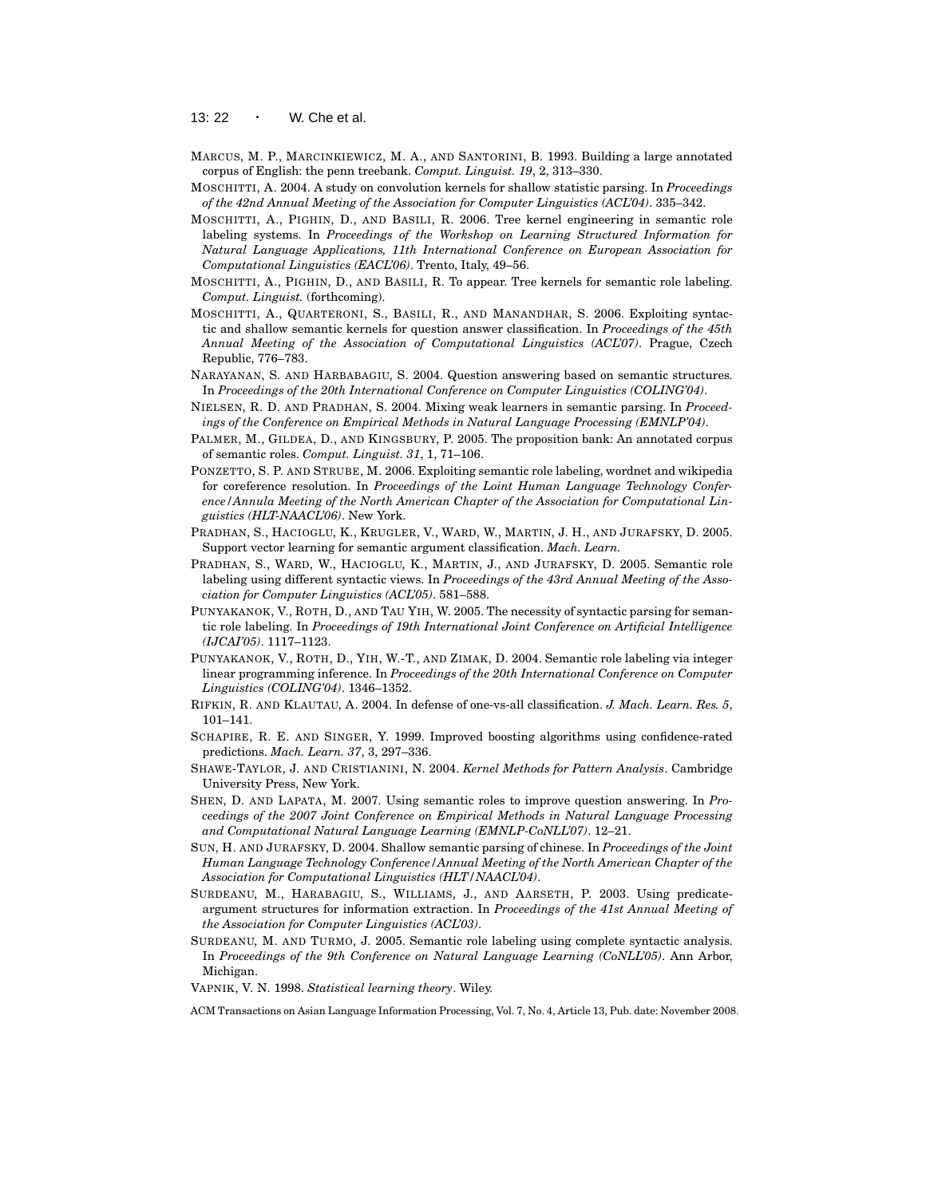MARCUS, M. P., MARCINKIEWICZ, M. A., AND SANTORINI, B. 1993. Building a large annotated corpus of English: the penn treebank. *Comput. Linguist. 19*, 2, 313–330.

MOSCHITTI, A. 2004. A study on convolution kernels for shallow statistic parsing. In *Proceedings of the 42nd Annual Meeting of the Association for Computer Linguistics (ACL'04)*. 335–342.

MOSCHITTI, A., PIGHIN, D., AND BASILI, R. 2006. Tree kernel engineering in semantic role labeling systems. In *Proceedings of the Workshop on Learning Structured Information for Natural Language Applications, 11th International Conference on European Association for Computational Linguistics (EACL'06)*. Trento, Italy, 49–56.

MOSCHITTI, A., PIGHIN, D., AND BASILI, R. To appear. Tree kernels for semantic role labeling. *Comput. Linguist.* (forthcoming).

MOSCHITTI, A., QUARTERONI, S., BASILI, R., AND MANANDHAR, S. 2006. Exploiting syntactic and shallow semantic kernels for question answer classification. In *Proceedings of the 45th Annual Meeting of the Association of Computational Linguistics (ACL'07)*. Prague, Czech Republic, 776–783.

NARAYANAN, S. AND HARBABAGIU, S. 2004. Question answering based on semantic structures. In *Proceedings of the 20th International Conference on Computer Linguistics (COLING'04)*.

NIELSEN, R. D. AND PRADHAN, S. 2004. Mixing weak learners in semantic parsing. In *Proceedings of the Conference on Empirical Methods in Natural Language Processing (EMNLP'04)*.

PALMER, M., GILDEA, D., AND KINGSBURY, P. 2005. The proposition bank: An annotated corpus of semantic roles. *Comput. Linguist. 31*, 1, 71–106.

PONZETTO, S. P. AND STRUBE, M. 2006. Exploiting semantic role labeling, wordnet and wikipedia for coreference resolution. In *Proceedings of the Loint Human Language Technology Conference/Annula Meeting of the North American Chapter of the Association for Computational Linguistics (HLT-NAACL'06)*. New York.

PRADHAN, S., HACIOGLU, K., KRUGLER, V., WARD, W., MARTIN, J. H., AND JURAFSKY, D. 2005. Support vector learning for semantic argument classification. *Mach. Learn.*

PRADHAN, S., WARD, W., HACIOGLU, K., MARTIN, J., AND JURAFSKY, D. 2005. Semantic role labeling using different syntactic views. In *Proceedings of the 43rd Annual Meeting of the Association for Computer Linguistics (ACL'05)*. 581–588.

PUNYAKANOK, V., ROTH, D., AND TAU YIH, W. 2005. The necessity of syntactic parsing for semantic role labeling. In *Proceedings of 19th International Joint Conference on Artificial Intelligence (IJCAI'05)*. 1117–1123.

PUNYAKANOK, V., ROTH, D., YIH, W.-T., AND ZIMAK, D. 2004. Semantic role labeling via integer linear programming inference. In *Proceedings of the 20th International Conference on Computer Linguistics (COLING'04)*. 1346–1352.

RIFKIN, R. AND KLAUTAU, A. 2004. In defense of one-vs-all classification. *J. Mach. Learn. Res. 5*, 101–141.

SCHAPIRE, R. E. AND SINGER, Y. 1999. Improved boosting algorithms using confidence-rated predictions. *Mach. Learn. 37*, 3, 297–336.

SHAWE-TAYLOR, J. AND CRISTIANINI, N. 2004. *Kernel Methods for Pattern Analysis*. Cambridge University Press, New York.

SHEN, D. AND LAPATA, M. 2007. Using semantic roles to improve question answering. In *Proceedings of the 2007 Joint Conference on Empirical Methods in Natural Language Processing and Computational Natural Language Learning (EMNLP-CoNLL'07)*. 12–21.

SUN, H. AND JURAFSKY, D. 2004. Shallow semantic parsing of chinese. In *Proceedings of the Joint Human Language Technology Conference/Annual Meeting of the North American Chapter of the Association for Computational Linguistics (HLT/NAACL'04)*.

SURDEANU, M., HARABAGIU, S., WILLIAMS, J., AND AARSETH, P. 2003. Using predicate-argument structures for information extraction. In *Proceedings of the 41st Annual Meeting of the Association for Computer Linguistics (ACL'03)*.

SURDEANU, M. AND TURMO, J. 2005. Semantic role labeling using complete syntactic analysis. In *Proceedings of the 9th Conference on Natural Language Learning (CoNLL'05)*. Ann Arbor, Michigan.

VAPNIK, V. N. 1998. *Statistical learning theory*. Wiley.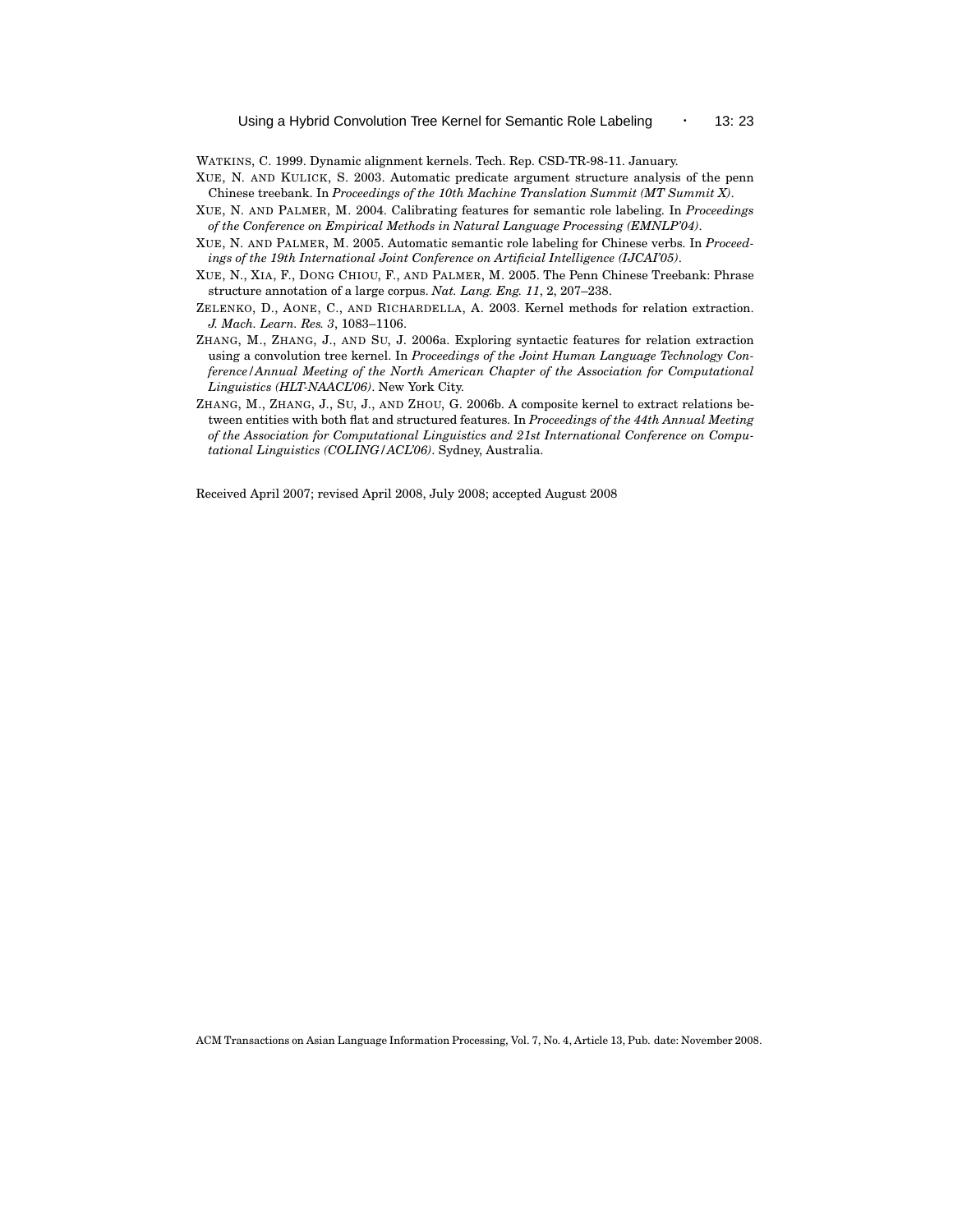WATKINS, C. 1999. Dynamic alignment kernels. Tech. Rep. CSD-TR-98-11. January.

XUE, N. AND KULICK, S. 2003. Automatic predicate argument structure analysis of the penn Chinese treebank. In *Proceedings of the 10th Machine Translation Summit (MT Summit X)*.

XUE, N. AND PALMER, M. 2004. Calibrating features for semantic role labeling. In *Proceedings of the Conference on Empirical Methods in Natural Language Processing (EMNLP'04)*.

XUE, N. AND PALMER, M. 2005. Automatic semantic role labeling for Chinese verbs. In *Proceedings of the 19th International Joint Conference on Artificial Intelligence (IJCAI'05)*.

XUE, N., XIA, F., DONG CHIOU, F., AND PALMER, M. 2005. The Penn Chinese Treebank: Phrase structure annotation of a large corpus. *Nat. Lang. Eng. 11*, 2, 207–238.

ZELENKO, D., AONE, C., AND RICHARDELLA, A. 2003. Kernel methods for relation extraction. *J. Mach. Learn. Res. 3*, 1083–1106.

ZHANG, M., ZHANG, J., AND SU, J. 2006a. Exploring syntactic features for relation extraction using a convolution tree kernel. In *Proceedings of the Joint Human Language Technology Conference/Annual Meeting of the North American Chapter of the Association for Computational Linguistics (HLT-NAACL'06)*. New York City.

ZHANG, M., ZHANG, J., SU, J., AND ZHOU, G. 2006b. A composite kernel to extract relations between entities with both flat and structured features. In *Proceedings of the 44th Annual Meeting of the Association for Computational Linguistics and 21st International Conference on Computational Linguistics (COLING/ACL'06)*. Sydney, Australia.

Received April 2007; revised April 2008, July 2008; accepted August 2008